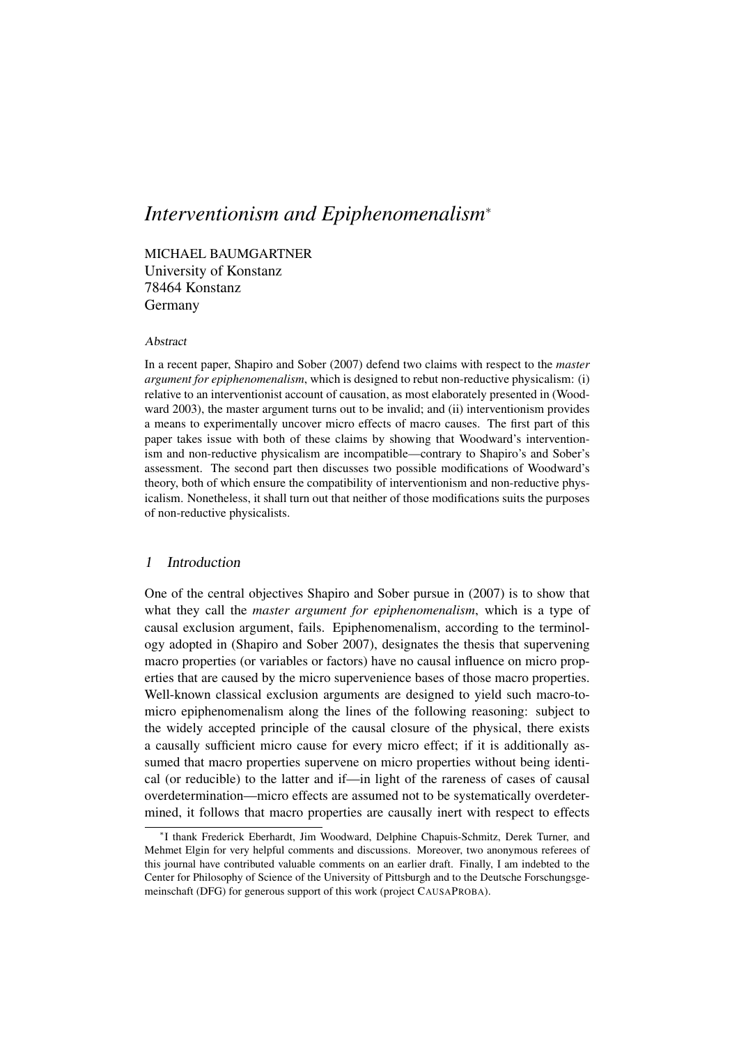# *Interventionism and Epiphenomenalism*[*]

MICHAEL BAUMGARTNER
University of Konstanz
78464 Konstanz
Germany

*Abstract*

In a recent paper, Shapiro and Sober (2007) defend two claims with respect to the *master argument for epiphenomenalism*, which is designed to rebut non-reductive physicalism: (i) relative to an interventionist account of causation, as most elaborately presented in (Woodward 2003), the master argument turns out to be invalid; and (ii) interventionism provides a means to experimentally uncover micro effects of macro causes. The first part of this paper takes issue with both of these claims by showing that Woodward's interventionism and non-reductive physicalism are incompatible—contrary to Shapiro's and Sober's assessment. The second part then discusses two possible modifications of Woodward's theory, both of which ensure the compatibility of interventionism and non-reductive physicalism. Nonetheless, it shall turn out that neither of those modifications suits the purposes of non-reductive physicalists.

## 1 Introduction

One of the central objectives Shapiro and Sober pursue in (2007) is to show that what they call the *master argument for epiphenomenalism*, which is a type of causal exclusion argument, fails. Epiphenomenalism, according to the terminology adopted in (Shapiro and Sober 2007), designates the thesis that supervening macro properties (or variables or factors) have no causal influence on micro properties that are caused by the micro supervenience bases of those macro properties. Well-known classical exclusion arguments are designed to yield such macro-to-micro epiphenomenalism along the lines of the following reasoning: subject to the widely accepted principle of the causal closure of the physical, there exists a causally sufficient micro cause for every micro effect; if it is additionally assumed that macro properties supervene on micro properties without being identical (or reducible) to the latter and if—in light of the rareness of cases of causal overdetermination—micro effects are assumed not to be systematically overdetermined, it follows that macro properties are causally inert with respect to effects

[*] I thank Frederick Eberhardt, Jim Woodward, Delphine Chapuis-Schmitz, Derek Turner, and Mehmet Elgin for very helpful comments and discussions. Moreover, two anonymous referees of this journal have contributed valuable comments on an earlier draft. Finally, I am indebted to the Center for Philosophy of Science of the University of Pittsburgh and to the Deutsche Forschungsgemeinschaft (DFG) for generous support of this work (project CAUSAPROBA).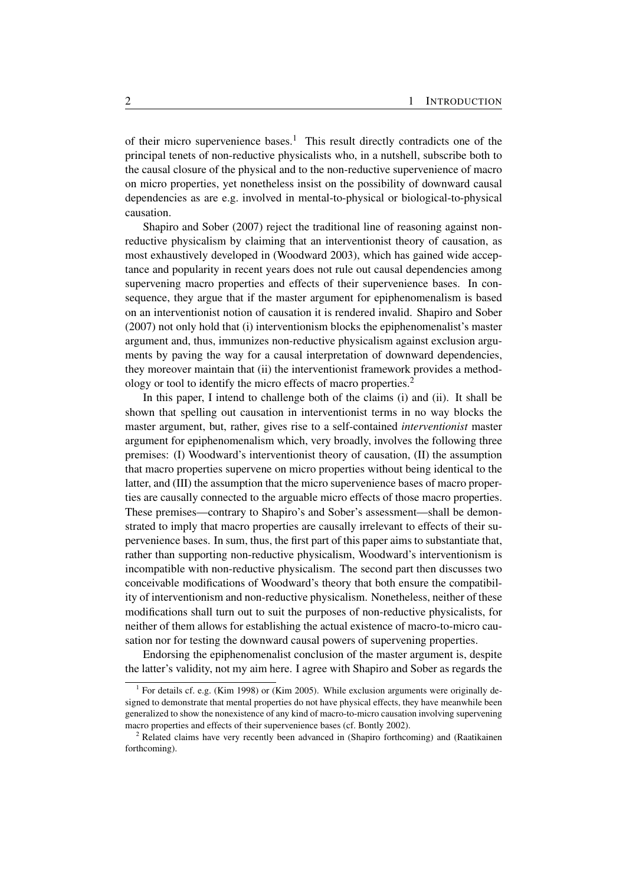of their micro supervenience bases.[1] This result directly contradicts one of the principal tenets of non-reductive physicalists who, in a nutshell, subscribe both to the causal closure of the physical and to the non-reductive supervenience of macro on micro properties, yet nonetheless insist on the possibility of downward causal dependencies as are e.g. involved in mental-to-physical or biological-to-physical causation.

Shapiro and Sober (2007) reject the traditional line of reasoning against non-reductive physicalism by claiming that an interventionist theory of causation, as most exhaustively developed in (Woodward 2003), which has gained wide acceptance and popularity in recent years does not rule out causal dependencies among supervening macro properties and effects of their supervenience bases. In consequence, they argue that if the master argument for epiphenomenalism is based on an interventionist notion of causation it is rendered invalid. Shapiro and Sober (2007) not only hold that (i) interventionism blocks the epiphenomenalist's master argument and, thus, immunizes non-reductive physicalism against exclusion arguments by paving the way for a causal interpretation of downward dependencies, they moreover maintain that (ii) the interventionist framework provides a methodology or tool to identify the micro effects of macro properties.[2]

In this paper, I intend to challenge both of the claims (i) and (ii). It shall be shown that spelling out causation in interventionist terms in no way blocks the master argument, but, rather, gives rise to a self-contained *interventionist* master argument for epiphenomenalism which, very broadly, involves the following three premises: (I) Woodward's interventionist theory of causation, (II) the assumption that macro properties supervene on micro properties without being identical to the latter, and (III) the assumption that the micro supervenience bases of macro properties are causally connected to the arguable micro effects of those macro properties. These premises—contrary to Shapiro's and Sober's assessment—shall be demonstrated to imply that macro properties are causally irrelevant to effects of their supervenience bases. In sum, thus, the first part of this paper aims to substantiate that, rather than supporting non-reductive physicalism, Woodward's interventionism is incompatible with non-reductive physicalism. The second part then discusses two conceivable modifications of Woodward's theory that both ensure the compatibility of interventionism and non-reductive physicalism. Nonetheless, neither of these modifications shall turn out to suit the purposes of non-reductive physicalists, for neither of them allows for establishing the actual existence of macro-to-micro causation nor for testing the downward causal powers of supervening properties.

Endorsing the epiphenomenalist conclusion of the master argument is, despite the latter's validity, not my aim here. I agree with Shapiro and Sober as regards the

[1] For details cf. e.g. (Kim 1998) or (Kim 2005). While exclusion arguments were originally designed to demonstrate that mental properties do not have physical effects, they have meanwhile been generalized to show the nonexistence of any kind of macro-to-micro causation involving supervening macro properties and effects of their supervenience bases (cf. Bontly 2002).

[2] Related claims have very recently been advanced in (Shapiro forthcoming) and (Raatikainen forthcoming).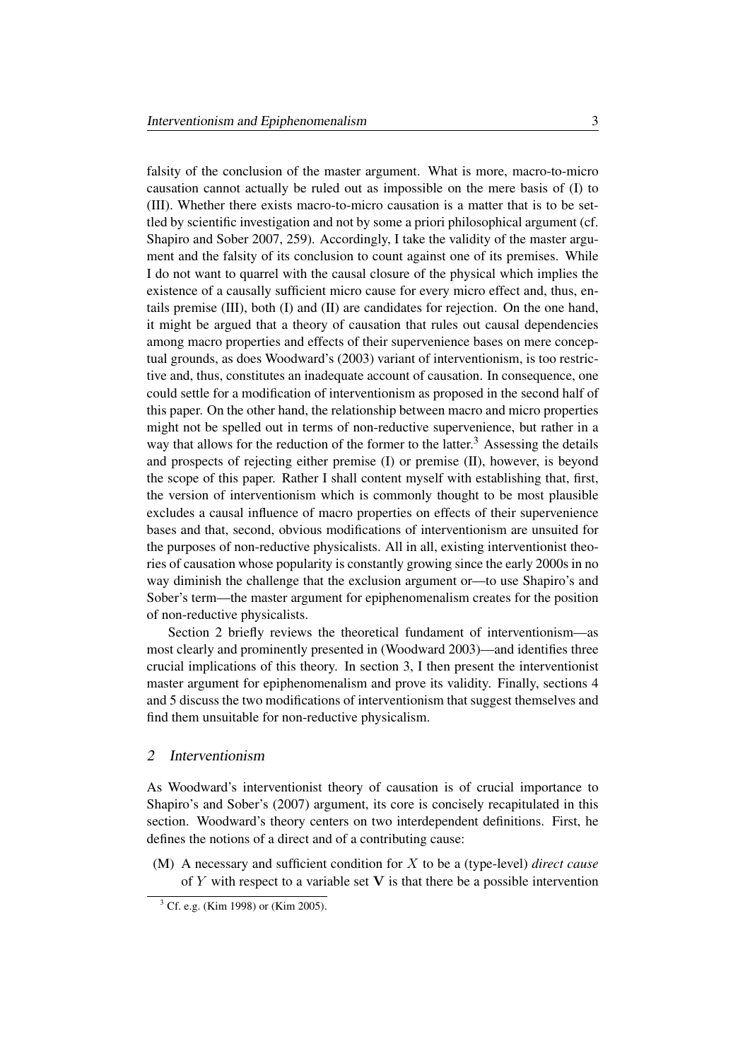falsity of the conclusion of the master argument. What is more, macro-to-micro causation cannot actually be ruled out as impossible on the mere basis of (I) to (III). Whether there exists macro-to-micro causation is a matter that is to be settled by scientific investigation and not by some a priori philosophical argument (cf. Shapiro and Sober 2007, 259). Accordingly, I take the validity of the master argument and the falsity of its conclusion to count against one of its premises. While I do not want to quarrel with the causal closure of the physical which implies the existence of a causally sufficient micro cause for every micro effect and, thus, entails premise (III), both (I) and (II) are candidates for rejection. On the one hand, it might be argued that a theory of causation that rules out causal dependencies among macro properties and effects of their supervenience bases on mere conceptual grounds, as does Woodward's (2003) variant of interventionism, is too restrictive and, thus, constitutes an inadequate account of causation. In consequence, one could settle for a modification of interventionism as proposed in the second half of this paper. On the other hand, the relationship between macro and micro properties might not be spelled out in terms of non-reductive supervenience, but rather in a way that allows for the reduction of the former to the latter.[3] Assessing the details and prospects of rejecting either premise (I) or premise (II), however, is beyond the scope of this paper. Rather I shall content myself with establishing that, first, the version of interventionism which is commonly thought to be most plausible excludes a causal influence of macro properties on effects of their supervenience bases and that, second, obvious modifications of interventionism are unsuited for the purposes of non-reductive physicalists. All in all, existing interventionist theories of causation whose popularity is constantly growing since the early 2000s in no way diminish the challenge that the exclusion argument or—to use Shapiro's and Sober's term—the master argument for epiphenomenalism creates for the position of non-reductive physicalists.

Section 2 briefly reviews the theoretical fundament of interventionism—as most clearly and prominently presented in (Woodward 2003)—and identifies three crucial implications of this theory. In section 3, I then present the interventionist master argument for epiphenomenalism and prove its validity. Finally, sections 4 and 5 discuss the two modifications of interventionism that suggest themselves and find them unsuitable for non-reductive physicalism.

## 2 Interventionism

As Woodward's interventionist theory of causation is of crucial importance to Shapiro's and Sober's (2007) argument, its core is concisely recapitulated in this section. Woodward's theory centers on two interdependent definitions. First, he defines the notions of a direct and of a contributing cause:

(M) A necessary and sufficient condition for $X$ to be a (type-level) *direct cause* of $Y$ with respect to a variable set $\mathbf{V}$ is that there be a possible intervention

[3] Cf. e.g. (Kim 1998) or (Kim 2005).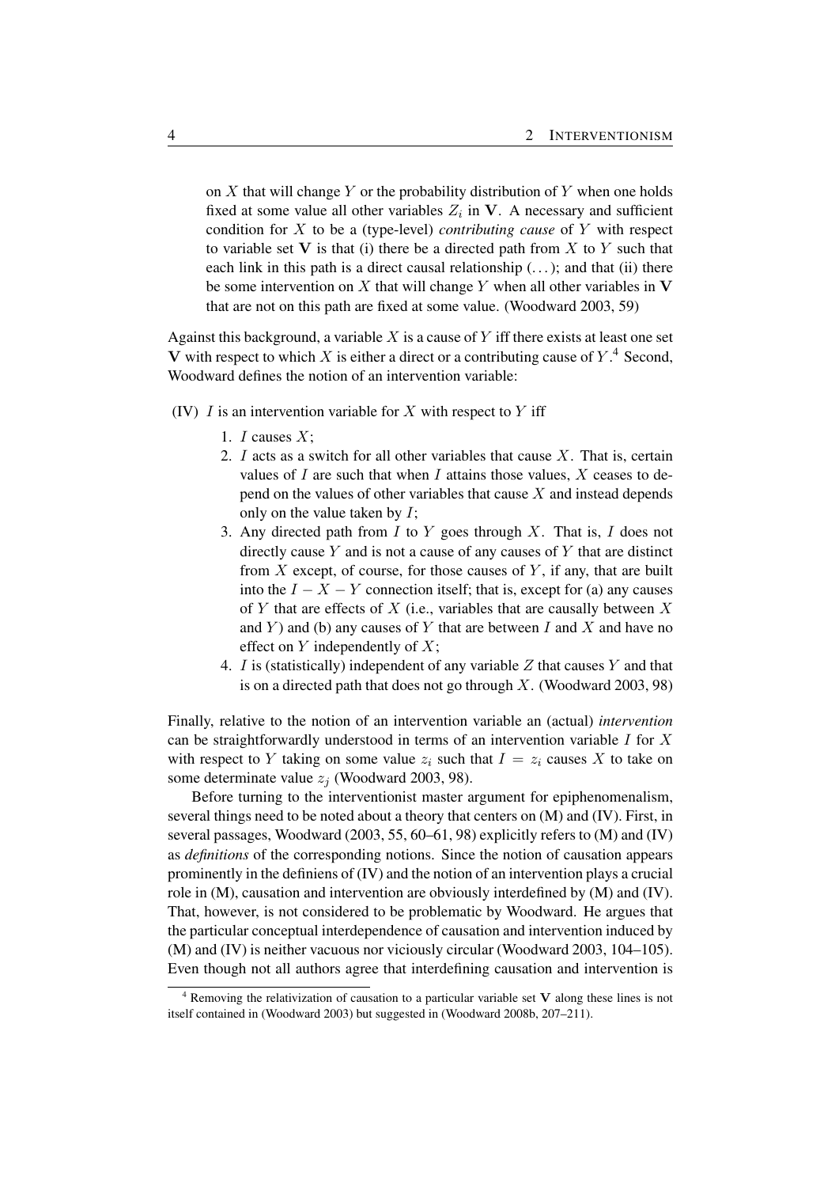on $X$ that will change $Y$ or the probability distribution of $Y$ when one holds fixed at some value all other variables $Z_i$ in $\mathbf{V}$. A necessary and sufficient condition for $X$ to be a (type-level) *contributing cause* of $Y$ with respect to variable set $\mathbf{V}$ is that (i) there be a directed path from $X$ to $Y$ such that each link in this path is a direct causal relationship (...); and that (ii) there be some intervention on $X$ that will change $Y$ when all other variables in $\mathbf{V}$ that are not on this path are fixed at some value. (Woodward 2003, 59)

Against this background, a variable $X$ is a cause of $Y$ iff there exists at least one set $\mathbf{V}$ with respect to which $X$ is either a direct or a contributing cause of $Y$.[4] Second, Woodward defines the notion of an intervention variable:

(IV) $I$ is an intervention variable for $X$ with respect to $Y$ iff

1. $I$ causes $X$;
2. $I$ acts as a switch for all other variables that cause $X$. That is, certain values of $I$ are such that when $I$ attains those values, $X$ ceases to depend on the values of other variables that cause $X$ and instead depends only on the value taken by $I$;
3. Any directed path from $I$ to $Y$ goes through $X$. That is, $I$ does not directly cause $Y$ and is not a cause of any causes of $Y$ that are distinct from $X$ except, of course, for those causes of $Y$, if any, that are built into the $I - X - Y$ connection itself; that is, except for (a) any causes of $Y$ that are effects of $X$ (i.e., variables that are causally between $X$ and $Y$) and (b) any causes of $Y$ that are between $I$ and $X$ and have no effect on $Y$ independently of $X$;
4. $I$ is (statistically) independent of any variable $Z$ that causes $Y$ and that is on a directed path that does not go through $X$. (Woodward 2003, 98)

Finally, relative to the notion of an intervention variable an (actual) *intervention* can be straightforwardly understood in terms of an intervention variable $I$ for $X$ with respect to $Y$ taking on some value $z_i$ such that $I = z_i$ causes $X$ to take on some determinate value $z_j$ (Woodward 2003, 98).

Before turning to the interventionist master argument for epiphenomenalism, several things need to be noted about a theory that centers on (M) and (IV). First, in several passages, Woodward (2003, 55, 60–61, 98) explicitly refers to (M) and (IV) as *definitions* of the corresponding notions. Since the notion of causation appears prominently in the definiens of (IV) and the notion of an intervention plays a crucial role in (M), causation and intervention are obviously interdefined by (M) and (IV). That, however, is not considered to be problematic by Woodward. He argues that the particular conceptual interdependence of causation and intervention induced by (M) and (IV) is neither vacuous nor viciously circular (Woodward 2003, 104–105). Even though not all authors agree that interdefining causation and intervention is

[4] Removing the relativization of causation to a particular variable set $\mathbf{V}$ along these lines is not itself contained in (Woodward 2003) but suggested in (Woodward 2008b, 207–211).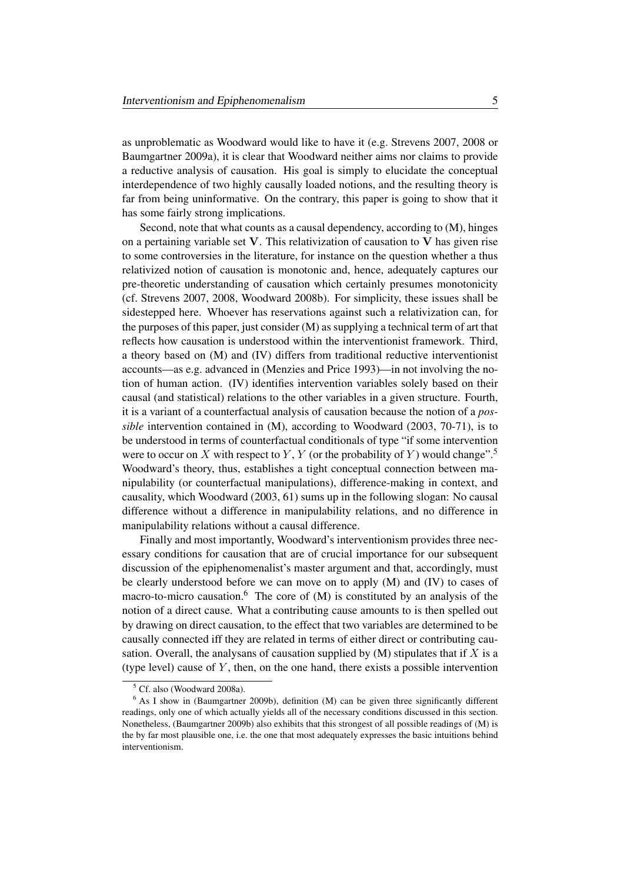as unproblematic as Woodward would like to have it (e.g. Strevens 2007, 2008 or Baumgartner 2009a), it is clear that Woodward neither aims nor claims to provide a reductive analysis of causation. His goal is simply to elucidate the conceptual interdependence of two highly causally loaded notions, and the resulting theory is far from being uninformative. On the contrary, this paper is going to show that it has some fairly strong implications.

Second, note that what counts as a causal dependency, according to (M), hinges on a pertaining variable set $\mathbf{V}$. This relativization of causation to $\mathbf{V}$ has given rise to some controversies in the literature, for instance on the question whether a thus relativized notion of causation is monotonic and, hence, adequately captures our pre-theoretic understanding of causation which certainly presumes monotonicity (cf. Strevens 2007, 2008, Woodward 2008b). For simplicity, these issues shall be sidestepped here. Whoever has reservations against such a relativization can, for the purposes of this paper, just consider (M) as supplying a technical term of art that reflects how causation is understood within the interventionist framework. Third, a theory based on (M) and (IV) differs from traditional reductive interventionist accounts—as e.g. advanced in (Menzies and Price 1993)—in not involving the notion of human action. (IV) identifies intervention variables solely based on their causal (and statistical) relations to the other variables in a given structure. Fourth, it is a variant of a counterfactual analysis of causation because the notion of a *possible* intervention contained in (M), according to Woodward (2003, 70-71), is to be understood in terms of counterfactual conditionals of type "if some intervention were to occur on $X$ with respect to $Y$, $Y$ (or the probability of $Y$) would change".[5] Woodward's theory, thus, establishes a tight conceptual connection between manipulability (or counterfactual manipulations), difference-making in context, and causality, which Woodward (2003, 61) sums up in the following slogan: No causal difference without a difference in manipulability relations, and no difference in manipulability relations without a causal difference.

Finally and most importantly, Woodward's interventionism provides three necessary conditions for causation that are of crucial importance for our subsequent discussion of the epiphenomenalist's master argument and that, accordingly, must be clearly understood before we can move on to apply (M) and (IV) to cases of macro-to-micro causation.[6] The core of (M) is constituted by an analysis of the notion of a direct cause. What a contributing cause amounts to is then spelled out by drawing on direct causation, to the effect that two variables are determined to be causally connected iff they are related in terms of either direct or contributing causation. Overall, the analysans of causation supplied by (M) stipulates that if $X$ is a (type level) cause of $Y$, then, on the one hand, there exists a possible intervention

---

[5] Cf. also (Woodward 2008a).

[6] As I show in (Baumgartner 2009b), definition (M) can be given three significantly different readings, only one of which actually yields all of the necessary conditions discussed in this section. Nonetheless, (Baumgartner 2009b) also exhibits that this strongest of all possible readings of (M) is the by far most plausible one, i.e. the one that most adequately expresses the basic intuitions behind interventionism.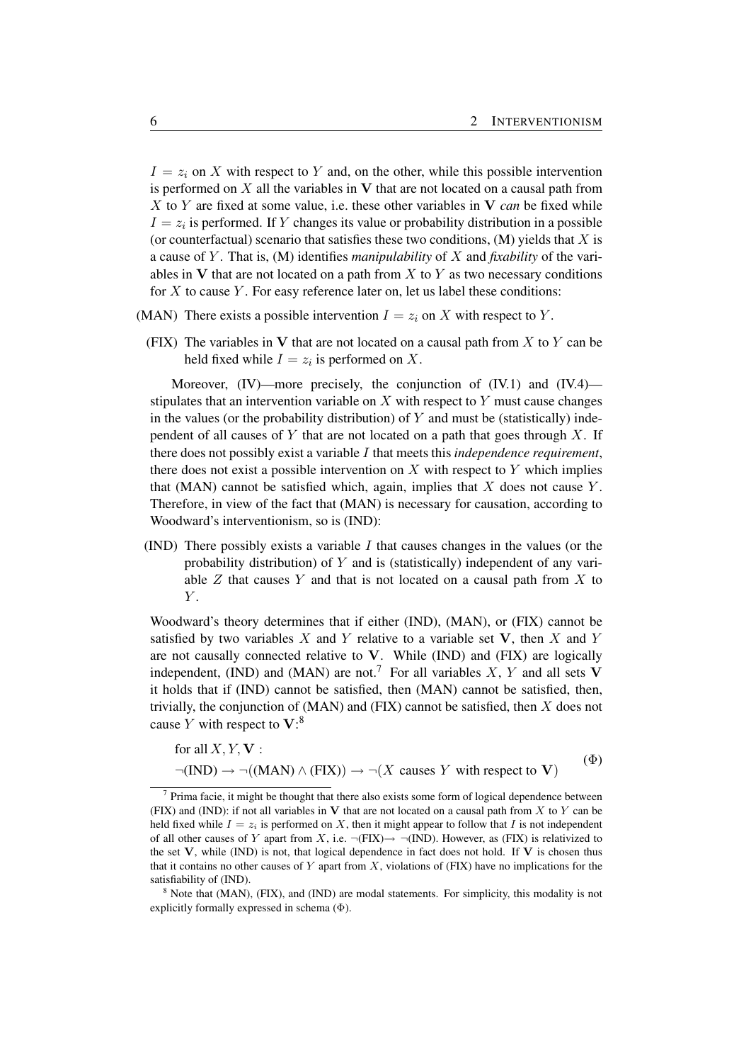$I = z_i$ on $X$ with respect to $Y$ and, on the other, while this possible intervention is performed on $X$ all the variables in $\mathbf{V}$ that are not located on a causal path from $X$ to $Y$ are fixed at some value, i.e. these other variables in $\mathbf{V}$ *can* be fixed while $I = z_i$ is performed. If $Y$ changes its value or probability distribution in a possible (or counterfactual) scenario that satisfies these two conditions, (M) yields that $X$ is a cause of $Y$. That is, (M) identifies *manipulability* of $X$ and *fixability* of the variables in $\mathbf{V}$ that are not located on a path from $X$ to $Y$ as two necessary conditions for $X$ to cause $Y$. For easy reference later on, let us label these conditions:

(MAN) There exists a possible intervention $I = z_i$ on $X$ with respect to $Y$.

(FIX) The variables in $\mathbf{V}$ that are not located on a causal path from $X$ to $Y$ can be held fixed while $I = z_i$ is performed on $X$.

Moreover, (IV)—more precisely, the conjunction of (IV.1) and (IV.4)—stipulates that an intervention variable on $X$ with respect to $Y$ must cause changes in the values (or the probability distribution) of $Y$ and must be (statistically) independent of all causes of $Y$ that are not located on a path that goes through $X$. If there does not possibly exist a variable $I$ that meets this *independence requirement*, there does not exist a possible intervention on $X$ with respect to $Y$ which implies that (MAN) cannot be satisfied which, again, implies that $X$ does not cause $Y$. Therefore, in view of the fact that (MAN) is necessary for causation, according to Woodward's interventionism, so is (IND):

(IND) There possibly exists a variable $I$ that causes changes in the values (or the probability distribution) of $Y$ and is (statistically) independent of any variable $Z$ that causes $Y$ and that is not located on a causal path from $X$ to $Y$.

Woodward's theory determines that if either (IND), (MAN), or (FIX) cannot be satisfied by two variables $X$ and $Y$ relative to a variable set $\mathbf{V}$, then $X$ and $Y$ are not causally connected relative to $\mathbf{V}$. While (IND) and (FIX) are logically independent, (IND) and (MAN) are not.[7] For all variables $X$, $Y$ and all sets $\mathbf{V}$ it holds that if (IND) cannot be satisfied, then (MAN) cannot be satisfied, then, trivially, the conjunction of (MAN) and (FIX) cannot be satisfied, then $X$ does not cause $Y$ with respect to $\mathbf{V}$:[8]

$$\text{for all } X, Y, \mathbf{V}: \quad \neg(\text{IND}) \rightarrow \neg((\text{MAN}) \wedge (\text{FIX})) \rightarrow \neg(X \text{ causes } Y \text{ with respect to } \mathbf{V}) \tag{$\Phi$}$$

[7] Prima facie, it might be thought that there also exists some form of logical dependence between (FIX) and (IND): if not all variables in $\mathbf{V}$ that are not located on a causal path from $X$ to $Y$ can be held fixed while $I = z_i$ is performed on $X$, then it might appear to follow that $I$ is not independent of all other causes of $Y$ apart from $X$, i.e. $\neg$(FIX)$\rightarrow$ $\neg$(IND). However, as (FIX) is relativized to the set $\mathbf{V}$, while (IND) is not, that logical dependence in fact does not hold. If $\mathbf{V}$ is chosen thus that it contains no other causes of $Y$ apart from $X$, violations of (FIX) have no implications for the satisfiability of (IND).

[8] Note that (MAN), (FIX), and (IND) are modal statements. For simplicity, this modality is not explicitly formally expressed in schema ($\Phi$).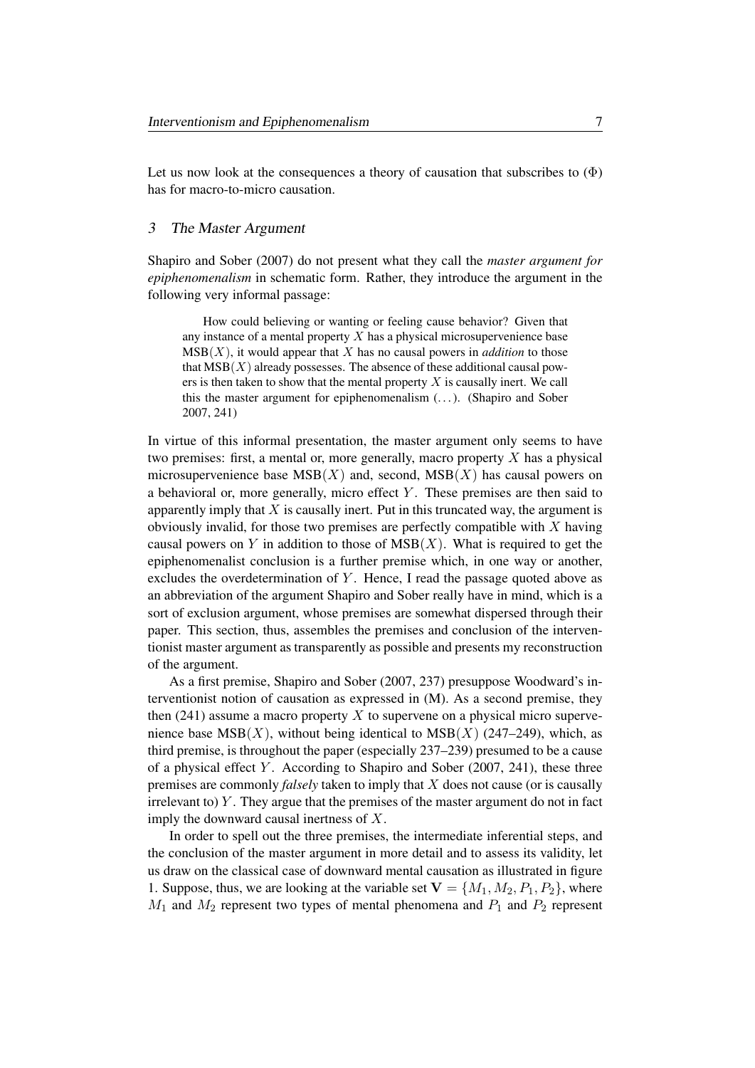Let us now look at the consequences a theory of causation that subscribes to $(\Phi)$ has for macro-to-micro causation.

## 3 The Master Argument

Shapiro and Sober (2007) do not present what they call the *master argument for epiphenomenalism* in schematic form. Rather, they introduce the argument in the following very informal passage:

> How could believing or wanting or feeling cause behavior? Given that any instance of a mental property $X$ has a physical microsupervenience base $\mathrm{MSB}(X)$, it would appear that $X$ has no causal powers in *addition* to those that $\mathrm{MSB}(X)$ already possesses. The absence of these additional causal powers is then taken to show that the mental property $X$ is causally inert. We call this the master argument for epiphenomenalism (...). (Shapiro and Sober 2007, 241)

In virtue of this informal presentation, the master argument only seems to have two premises: first, a mental or, more generally, macro property $X$ has a physical microsupervenience base $\mathrm{MSB}(X)$ and, second, $\mathrm{MSB}(X)$ has causal powers on a behavioral or, more generally, micro effect $Y$. These premises are then said to apparently imply that $X$ is causally inert. Put in this truncated way, the argument is obviously invalid, for those two premises are perfectly compatible with $X$ having causal powers on $Y$ in addition to those of $\mathrm{MSB}(X)$. What is required to get the epiphenomenalist conclusion is a further premise which, in one way or another, excludes the overdetermination of $Y$. Hence, I read the passage quoted above as an abbreviation of the argument Shapiro and Sober really have in mind, which is a sort of exclusion argument, whose premises are somewhat dispersed through their paper. This section, thus, assembles the premises and conclusion of the interventionist master argument as transparently as possible and presents my reconstruction of the argument.

As a first premise, Shapiro and Sober (2007, 237) presuppose Woodward's interventionist notion of causation as expressed in (M). As a second premise, they then (241) assume a macro property $X$ to supervene on a physical micro supervenience base $\mathrm{MSB}(X)$, without being identical to $\mathrm{MSB}(X)$ (247–249), which, as third premise, is throughout the paper (especially 237–239) presumed to be a cause of a physical effect $Y$. According to Shapiro and Sober (2007, 241), these three premises are commonly *falsely* taken to imply that $X$ does not cause (or is causally irrelevant to) $Y$. They argue that the premises of the master argument do not in fact imply the downward causal inertness of $X$.

In order to spell out the three premises, the intermediate inferential steps, and the conclusion of the master argument in more detail and to assess its validity, let us draw on the classical case of downward mental causation as illustrated in figure 1. Suppose, thus, we are looking at the variable set $\mathbf{V} = \{M_1, M_2, P_1, P_2\}$, where $M_1$ and $M_2$ represent two types of mental phenomena and $P_1$ and $P_2$ represent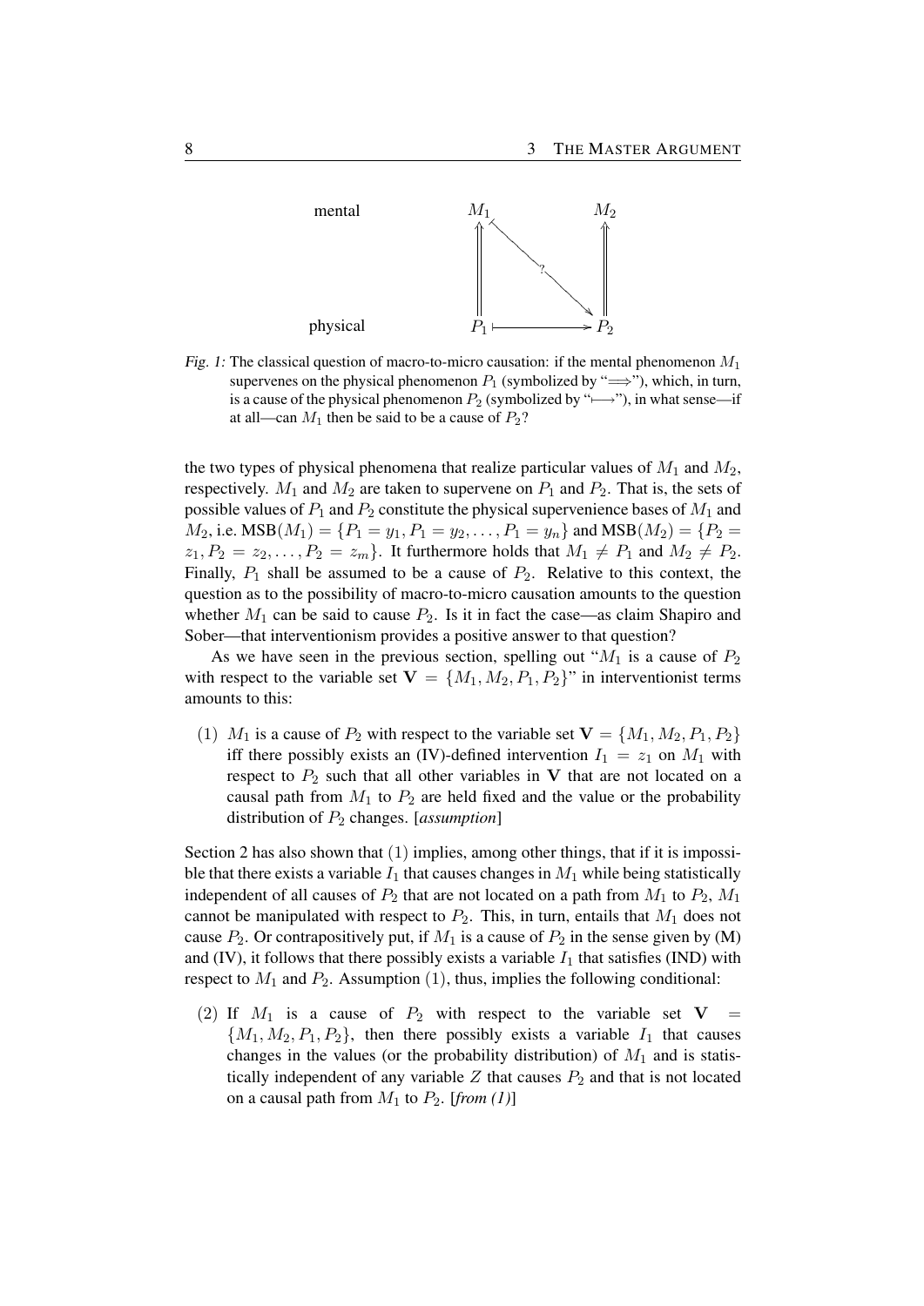mental $M_1$ $M_2$

physical $P_1$ $P_2$

*Fig. 1:* The classical question of macro-to-micro causation: if the mental phenomenon $M_1$ supervenes on the physical phenomenon $P_1$ (symbolized by "$\Longrightarrow$"), which, in turn, is a cause of the physical phenomenon $P_2$ (symbolized by "$\longmapsto$"), in what sense—if at all—can $M_1$ then be said to be a cause of $P_2$?

the two types of physical phenomena that realize particular values of $M_1$ and $M_2$, respectively. $M_1$ and $M_2$ are taken to supervene on $P_1$ and $P_2$. That is, the sets of possible values of $P_1$ and $P_2$ constitute the physical supervenience bases of $M_1$ and $M_2$, i.e. $\text{MSB}(M_1) = \{P_1 = y_1, P_1 = y_2, \ldots, P_1 = y_n\}$ and $\text{MSB}(M_2) = \{P_2 = z_1, P_2 = z_2, \ldots, P_2 = z_m\}$. It furthermore holds that $M_1 \neq P_1$ and $M_2 \neq P_2$. Finally, $P_1$ shall be assumed to be a cause of $P_2$. Relative to this context, the question as to the possibility of macro-to-micro causation amounts to the question whether $M_1$ can be said to cause $P_2$. Is it in fact the case—as claim Shapiro and Sober—that interventionism provides a positive answer to that question?

As we have seen in the previous section, spelling out "$M_1$ is a cause of $P_2$ with respect to the variable set $\mathbf{V} = \{M_1, M_2, P_1, P_2\}$" in interventionist terms amounts to this:

(1) $M_1$ is a cause of $P_2$ with respect to the variable set $\mathbf{V} = \{M_1, M_2, P_1, P_2\}$ iff there possibly exists an (IV)-defined intervention $I_1 = z_1$ on $M_1$ with respect to $P_2$ such that all other variables in $\mathbf{V}$ that are not located on a causal path from $M_1$ to $P_2$ are held fixed and the value or the probability distribution of $P_2$ changes. [*assumption*]

Section 2 has also shown that (1) implies, among other things, that if it is impossible that there exists a variable $I_1$ that causes changes in $M_1$ while being statistically independent of all causes of $P_2$ that are not located on a path from $M_1$ to $P_2$, $M_1$ cannot be manipulated with respect to $P_2$. This, in turn, entails that $M_1$ does not cause $P_2$. Or contrapositively put, if $M_1$ is a cause of $P_2$ in the sense given by (M) and (IV), it follows that there possibly exists a variable $I_1$ that satisfies (IND) with respect to $M_1$ and $P_2$. Assumption (1), thus, implies the following conditional:

(2) If $M_1$ is a cause of $P_2$ with respect to the variable set $\mathbf{V} = \{M_1, M_2, P_1, P_2\}$, then there possibly exists a variable $I_1$ that causes changes in the values (or the probability distribution) of $M_1$ and is statistically independent of any variable $Z$ that causes $P_2$ and that is not located on a causal path from $M_1$ to $P_2$. [*from (1)*]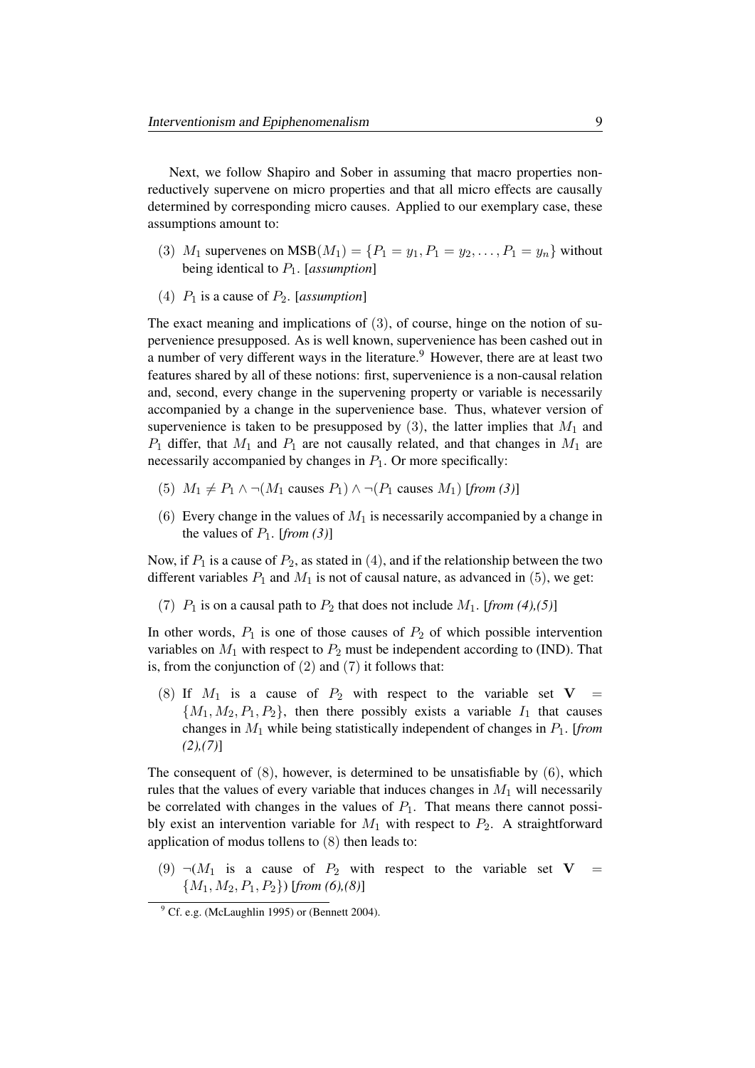Next, we follow Shapiro and Sober in assuming that macro properties non-reductively supervene on micro properties and that all micro effects are causally determined by corresponding micro causes. Applied to our exemplary case, these assumptions amount to:

(3) $M_1$ supervenes on $\text{MSB}(M_1) = \{P_1 = y_1, P_1 = y_2, \ldots, P_1 = y_n\}$ without being identical to $P_1$. [*assumption*]

(4) $P_1$ is a cause of $P_2$. [*assumption*]

The exact meaning and implications of (3), of course, hinge on the notion of supervenience presupposed. As is well known, supervenience has been cashed out in a number of very different ways in the literature.[9] However, there are at least two features shared by all of these notions: first, supervenience is a non-causal relation and, second, every change in the supervening property or variable is necessarily accompanied by a change in the supervenience base. Thus, whatever version of supervenience is taken to be presupposed by (3), the latter implies that $M_1$ and $P_1$ differ, that $M_1$ and $P_1$ are not causally related, and that changes in $M_1$ are necessarily accompanied by changes in $P_1$. Or more specifically:

(5) $M_1 \neq P_1 \wedge \neg(M_1 \text{ causes } P_1) \wedge \neg(P_1 \text{ causes } M_1)$ [*from (3)*]

(6) Every change in the values of $M_1$ is necessarily accompanied by a change in the values of $P_1$. [*from (3)*]

Now, if $P_1$ is a cause of $P_2$, as stated in (4), and if the relationship between the two different variables $P_1$ and $M_1$ is not of causal nature, as advanced in (5), we get:

(7) $P_1$ is on a causal path to $P_2$ that does not include $M_1$. [*from (4),(5)*]

In other words, $P_1$ is one of those causes of $P_2$ of which possible intervention variables on $M_1$ with respect to $P_2$ must be independent according to (IND). That is, from the conjunction of (2) and (7) it follows that:

(8) If $M_1$ is a cause of $P_2$ with respect to the variable set $\mathbf{V} = \{M_1, M_2, P_1, P_2\}$, then there possibly exists a variable $I_1$ that causes changes in $M_1$ while being statistically independent of changes in $P_1$. [*from (2),(7)*]

The consequent of (8), however, is determined to be unsatisfiable by (6), which rules that the values of every variable that induces changes in $M_1$ will necessarily be correlated with changes in the values of $P_1$. That means there cannot possibly exist an intervention variable for $M_1$ with respect to $P_2$. A straightforward application of modus tollens to (8) then leads to:

(9) $\neg(M_1$ is a cause of $P_2$ with respect to the variable set $\mathbf{V} = \{M_1, M_2, P_1, P_2\})$ [*from (6),(8)*]

[9] Cf. e.g. (McLaughlin 1995) or (Bennett 2004).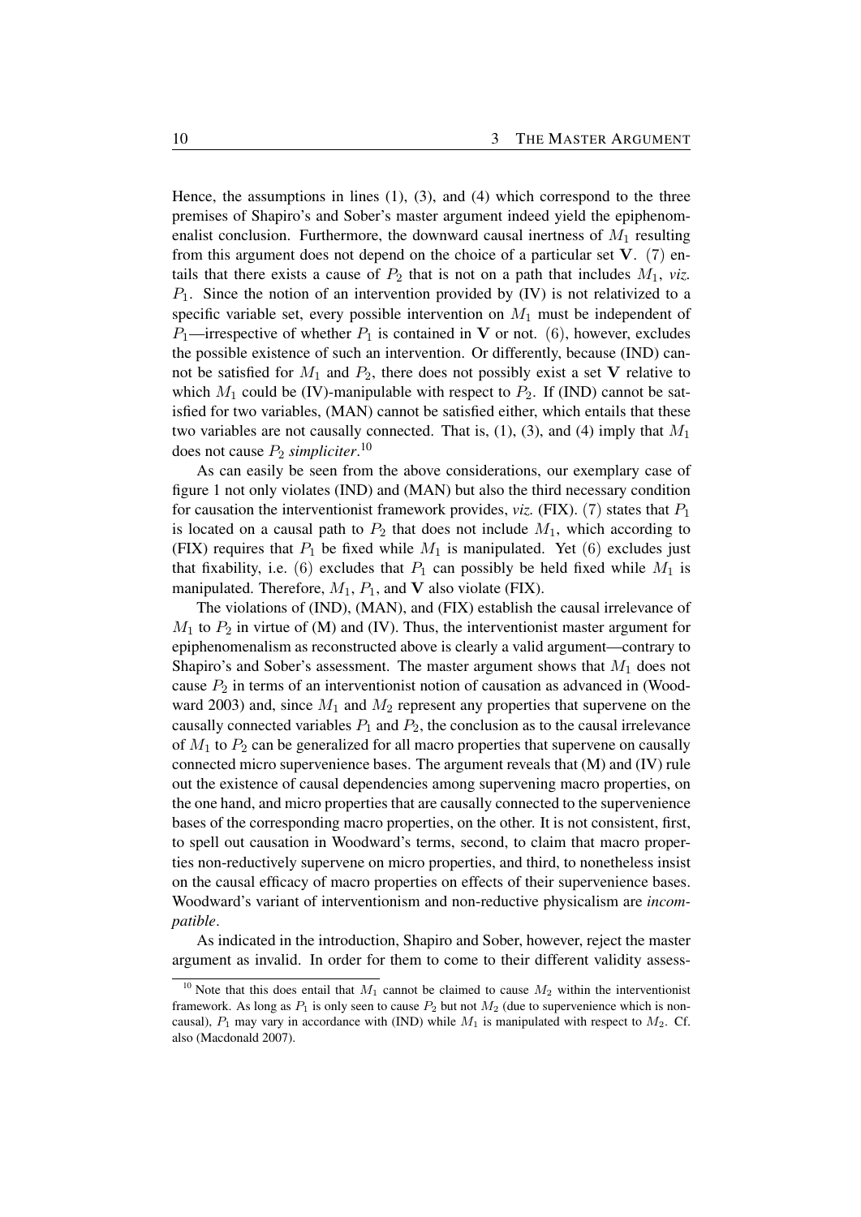Hence, the assumptions in lines (1), (3), and (4) which correspond to the three premises of Shapiro's and Sober's master argument indeed yield the epiphenomenalist conclusion. Furthermore, the downward causal inertness of $M_1$ resulting from this argument does not depend on the choice of a particular set $\mathbf{V}$. $(7)$ entails that there exists a cause of $P_2$ that is not on a path that includes $M_1$, *viz.* $P_1$. Since the notion of an intervention provided by (IV) is not relativized to a specific variable set, every possible intervention on $M_1$ must be independent of $P_1$—irrespective of whether $P_1$ is contained in $\mathbf{V}$ or not. $(6)$, however, excludes the possible existence of such an intervention. Or differently, because (IND) cannot be satisfied for $M_1$ and $P_2$, there does not possibly exist a set $\mathbf{V}$ relative to which $M_1$ could be (IV)-manipulable with respect to $P_2$. If (IND) cannot be satisfied for two variables, (MAN) cannot be satisfied either, which entails that these two variables are not causally connected. That is, (1), (3), and (4) imply that $M_1$ does not cause $P_2$ *simpliciter*.[10]

As can easily be seen from the above considerations, our exemplary case of figure 1 not only violates (IND) and (MAN) but also the third necessary condition for causation the interventionist framework provides, *viz.* (FIX). $(7)$ states that $P_1$ is located on a causal path to $P_2$ that does not include $M_1$, which according to (FIX) requires that $P_1$ be fixed while $M_1$ is manipulated. Yet $(6)$ excludes just that fixability, i.e. $(6)$ excludes that $P_1$ can possibly be held fixed while $M_1$ is manipulated. Therefore, $M_1$, $P_1$, and $\mathbf{V}$ also violate (FIX).

The violations of (IND), (MAN), and (FIX) establish the causal irrelevance of $M_1$ to $P_2$ in virtue of (M) and (IV). Thus, the interventionist master argument for epiphenomenalism as reconstructed above is clearly a valid argument—contrary to Shapiro's and Sober's assessment. The master argument shows that $M_1$ does not cause $P_2$ in terms of an interventionist notion of causation as advanced in (Woodward 2003) and, since $M_1$ and $M_2$ represent any properties that supervene on the causally connected variables $P_1$ and $P_2$, the conclusion as to the causal irrelevance of $M_1$ to $P_2$ can be generalized for all macro properties that supervene on causally connected micro supervenience bases. The argument reveals that (M) and (IV) rule out the existence of causal dependencies among supervening macro properties, on the one hand, and micro properties that are causally connected to the supervenience bases of the corresponding macro properties, on the other. It is not consistent, first, to spell out causation in Woodward's terms, second, to claim that macro properties non-reductively supervene on micro properties, and third, to nonetheless insist on the causal efficacy of macro properties on effects of their supervenience bases. Woodward's variant of interventionism and non-reductive physicalism are *incompatible*.

As indicated in the introduction, Shapiro and Sober, however, reject the master argument as invalid. In order for them to come to their different validity assess-

[10] Note that this does entail that $M_1$ cannot be claimed to cause $M_2$ within the interventionist framework. As long as $P_1$ is only seen to cause $P_2$ but not $M_2$ (due to supervenience which is non-causal), $P_1$ may vary in accordance with (IND) while $M_1$ is manipulated with respect to $M_2$. Cf. also (Macdonald 2007).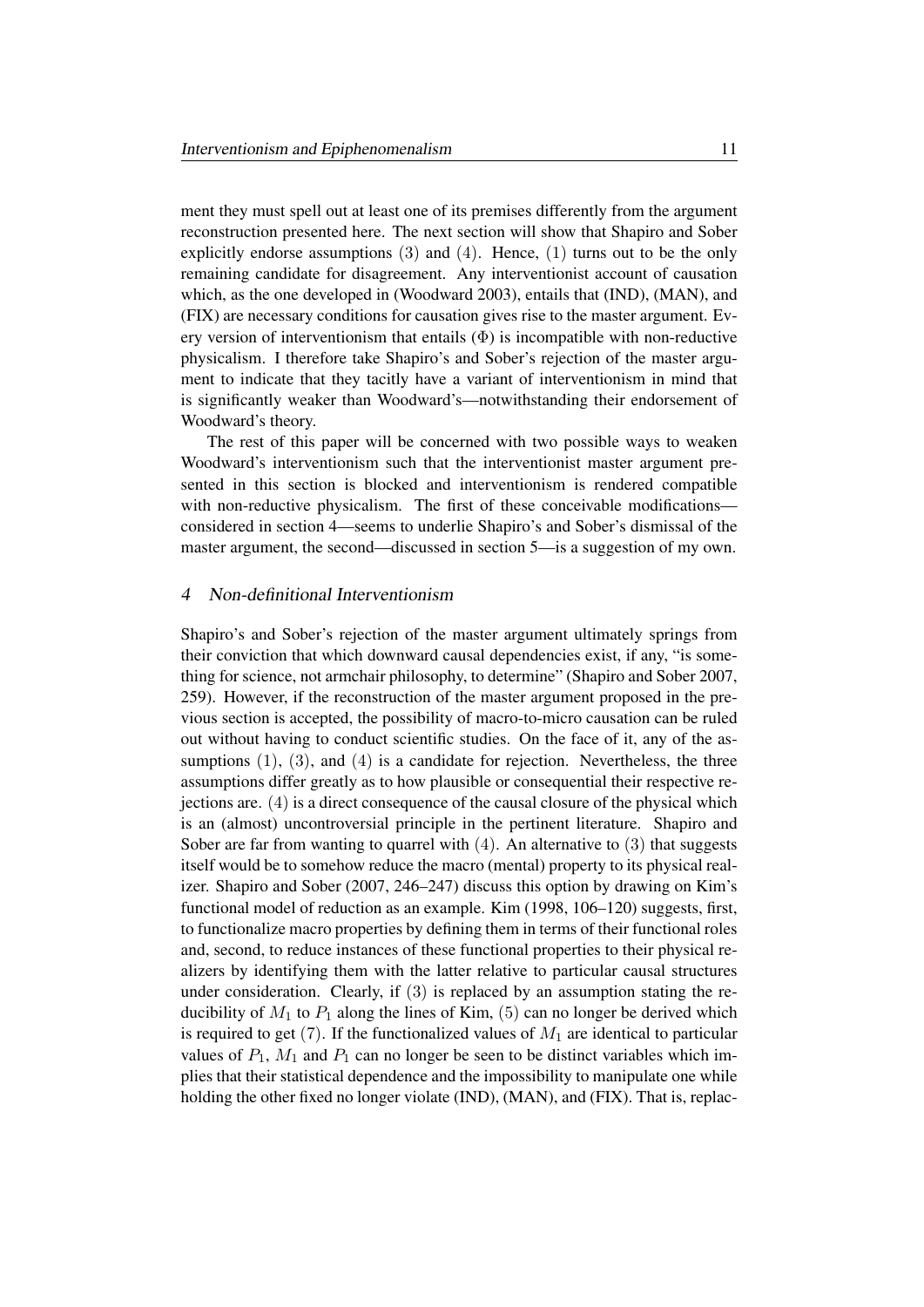ment they must spell out at least one of its premises differently from the argument reconstruction presented here. The next section will show that Shapiro and Sober explicitly endorse assumptions $(3)$ and $(4)$. Hence, $(1)$ turns out to be the only remaining candidate for disagreement. Any interventionist account of causation which, as the one developed in (Woodward 2003), entails that (IND), (MAN), and (FIX) are necessary conditions for causation gives rise to the master argument. Every version of interventionism that entails $(\Phi)$ is incompatible with non-reductive physicalism. I therefore take Shapiro's and Sober's rejection of the master argument to indicate that they tacitly have a variant of interventionism in mind that is significantly weaker than Woodward's—notwithstanding their endorsement of Woodward's theory.

The rest of this paper will be concerned with two possible ways to weaken Woodward's interventionism such that the interventionist master argument presented in this section is blocked and interventionism is rendered compatible with non-reductive physicalism. The first of these conceivable modifications—considered in section 4—seems to underlie Shapiro's and Sober's dismissal of the master argument, the second—discussed in section 5—is a suggestion of my own.

## 4 Non-definitional Interventionism

Shapiro's and Sober's rejection of the master argument ultimately springs from their conviction that which downward causal dependencies exist, if any, "is something for science, not armchair philosophy, to determine" (Shapiro and Sober 2007, 259). However, if the reconstruction of the master argument proposed in the previous section is accepted, the possibility of macro-to-micro causation can be ruled out without having to conduct scientific studies. On the face of it, any of the assumptions $(1)$, $(3)$, and $(4)$ is a candidate for rejection. Nevertheless, the three assumptions differ greatly as to how plausible or consequential their respective rejections are. $(4)$ is a direct consequence of the causal closure of the physical which is an (almost) uncontroversial principle in the pertinent literature. Shapiro and Sober are far from wanting to quarrel with $(4)$. An alternative to $(3)$ that suggests itself would be to somehow reduce the macro (mental) property to its physical realizer. Shapiro and Sober (2007, 246–247) discuss this option by drawing on Kim's functional model of reduction as an example. Kim (1998, 106–120) suggests, first, to functionalize macro properties by defining them in terms of their functional roles and, second, to reduce instances of these functional properties to their physical realizers by identifying them with the latter relative to particular causal structures under consideration. Clearly, if $(3)$ is replaced by an assumption stating the reducibility of $M_1$ to $P_1$ along the lines of Kim, $(5)$ can no longer be derived which is required to get $(7)$. If the functionalized values of $M_1$ are identical to particular values of $P_1$, $M_1$ and $P_1$ can no longer be seen to be distinct variables which implies that their statistical dependence and the impossibility to manipulate one while holding the other fixed no longer violate (IND), (MAN), and (FIX). That is, replac-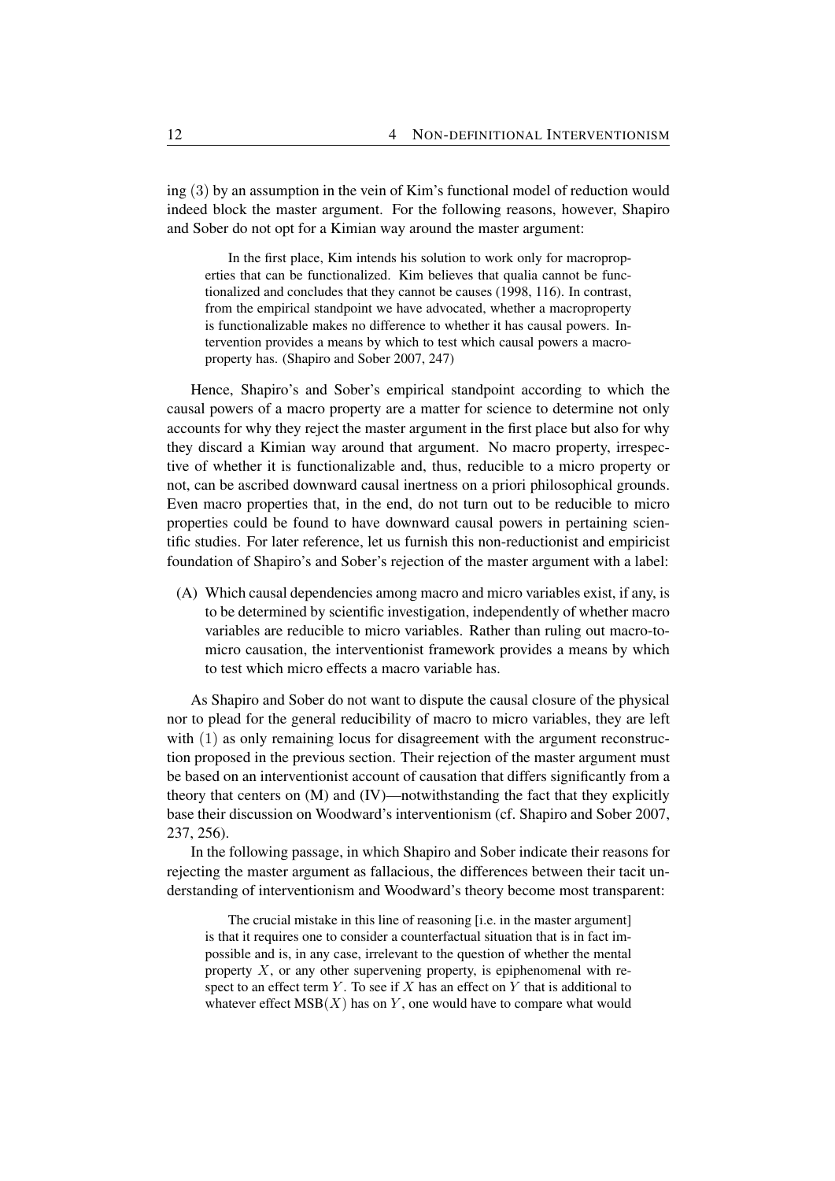ing (3) by an assumption in the vein of Kim's functional model of reduction would indeed block the master argument. For the following reasons, however, Shapiro and Sober do not opt for a Kimian way around the master argument:

> In the first place, Kim intends his solution to work only for macroproperties that can be functionalized. Kim believes that qualia cannot be functionalized and concludes that they cannot be causes (1998, 116). In contrast, from the empirical standpoint we have advocated, whether a macroproperty is functionalizable makes no difference to whether it has causal powers. Intervention provides a means by which to test which causal powers a macroproperty has. (Shapiro and Sober 2007, 247)

Hence, Shapiro's and Sober's empirical standpoint according to which the causal powers of a macro property are a matter for science to determine not only accounts for why they reject the master argument in the first place but also for why they discard a Kimian way around that argument. No macro property, irrespective of whether it is functionalizable and, thus, reducible to a micro property or not, can be ascribed downward causal inertness on a priori philosophical grounds. Even macro properties that, in the end, do not turn out to be reducible to micro properties could be found to have downward causal powers in pertaining scientific studies. For later reference, let us furnish this non-reductionist and empiricist foundation of Shapiro's and Sober's rejection of the master argument with a label:

(A) Which causal dependencies among macro and micro variables exist, if any, is to be determined by scientific investigation, independently of whether macro variables are reducible to micro variables. Rather than ruling out macro-to-micro causation, the interventionist framework provides a means by which to test which micro effects a macro variable has.

As Shapiro and Sober do not want to dispute the causal closure of the physical nor to plead for the general reducibility of macro to micro variables, they are left with (1) as only remaining locus for disagreement with the argument reconstruction proposed in the previous section. Their rejection of the master argument must be based on an interventionist account of causation that differs significantly from a theory that centers on (M) and (IV)—notwithstanding the fact that they explicitly base their discussion on Woodward's interventionism (cf. Shapiro and Sober 2007, 237, 256).

In the following passage, in which Shapiro and Sober indicate their reasons for rejecting the master argument as fallacious, the differences between their tacit understanding of interventionism and Woodward's theory become most transparent:

> The crucial mistake in this line of reasoning [i.e. in the master argument] is that it requires one to consider a counterfactual situation that is in fact impossible and is, in any case, irrelevant to the question of whether the mental property $X$, or any other supervening property, is epiphenomenal with respect to an effect term $Y$. To see if $X$ has an effect on $Y$ that is additional to whatever effect $\text{MSB}(X)$ has on $Y$, one would have to compare what would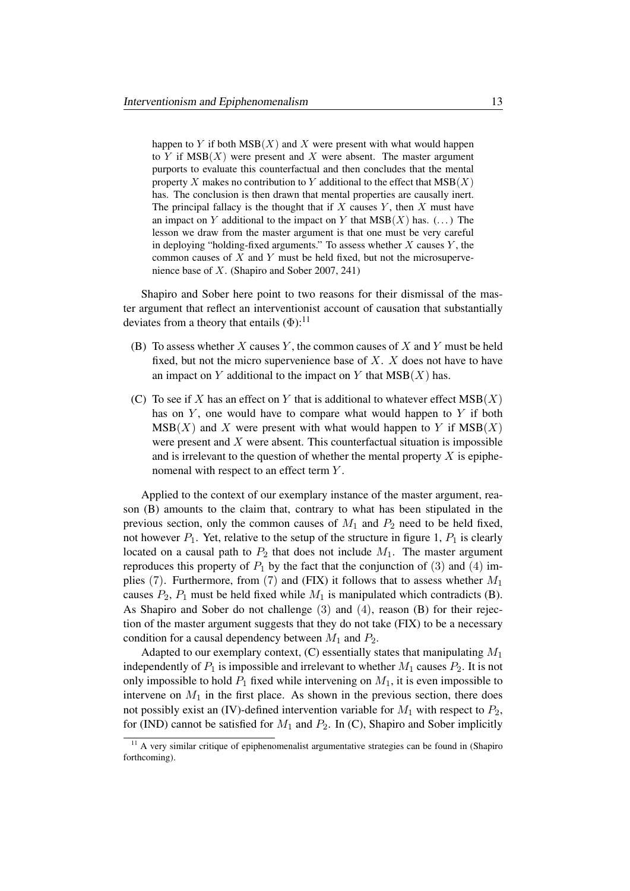> happen to $Y$ if both MSB($X$) and $X$ were present with what would happen to $Y$ if MSB($X$) were present and $X$ were absent. The master argument purports to evaluate this counterfactual and then concludes that the mental property $X$ makes no contribution to $Y$ additional to the effect that MSB($X$) has. The conclusion is then drawn that mental properties are causally inert. The principal fallacy is the thought that if $X$ causes $Y$, then $X$ must have an impact on $Y$ additional to the impact on $Y$ that MSB($X$) has. (…) The lesson we draw from the master argument is that one must be very careful in deploying "holding-fixed arguments." To assess whether $X$ causes $Y$, the common causes of $X$ and $Y$ must be held fixed, but not the microsupervenience base of $X$. (Shapiro and Sober 2007, 241)

Shapiro and Sober here point to two reasons for their dismissal of the master argument that reflect an interventionist account of causation that substantially deviates from a theory that entails ($\Phi$):[11]

- **(B)** To assess whether $X$ causes $Y$, the common causes of $X$ and $Y$ must be held fixed, but not the micro supervenience base of $X$. $X$ does not have to have an impact on $Y$ additional to the impact on $Y$ that MSB($X$) has.
- **(C)** To see if $X$ has an effect on $Y$ that is additional to whatever effect MSB($X$) has on $Y$, one would have to compare what would happen to $Y$ if both MSB($X$) and $X$ were present with what would happen to $Y$ if MSB($X$) were present and $X$ were absent. This counterfactual situation is impossible and is irrelevant to the question of whether the mental property $X$ is epiphenomenal with respect to an effect term $Y$.

Applied to the context of our exemplary instance of the master argument, reason (B) amounts to the claim that, contrary to what has been stipulated in the previous section, only the common causes of $M_1$ and $P_2$ need to be held fixed, not however $P_1$. Yet, relative to the setup of the structure in figure 1, $P_1$ is clearly located on a causal path to $P_2$ that does not include $M_1$. The master argument reproduces this property of $P_1$ by the fact that the conjunction of (3) and (4) implies (7). Furthermore, from (7) and (FIX) it follows that to assess whether $M_1$ causes $P_2$, $P_1$ must be held fixed while $M_1$ is manipulated which contradicts (B). As Shapiro and Sober do not challenge (3) and (4), reason (B) for their rejection of the master argument suggests that they do not take (FIX) to be a necessary condition for a causal dependency between $M_1$ and $P_2$.

Adapted to our exemplary context, (C) essentially states that manipulating $M_1$ independently of $P_1$ is impossible and irrelevant to whether $M_1$ causes $P_2$. It is not only impossible to hold $P_1$ fixed while intervening on $M_1$, it is even impossible to intervene on $M_1$ in the first place. As shown in the previous section, there does not possibly exist an (IV)-defined intervention variable for $M_1$ with respect to $P_2$, for (IND) cannot be satisfied for $M_1$ and $P_2$. In (C), Shapiro and Sober implicitly

[11] A very similar critique of epiphenomenalist argumentative strategies can be found in (Shapiro forthcoming).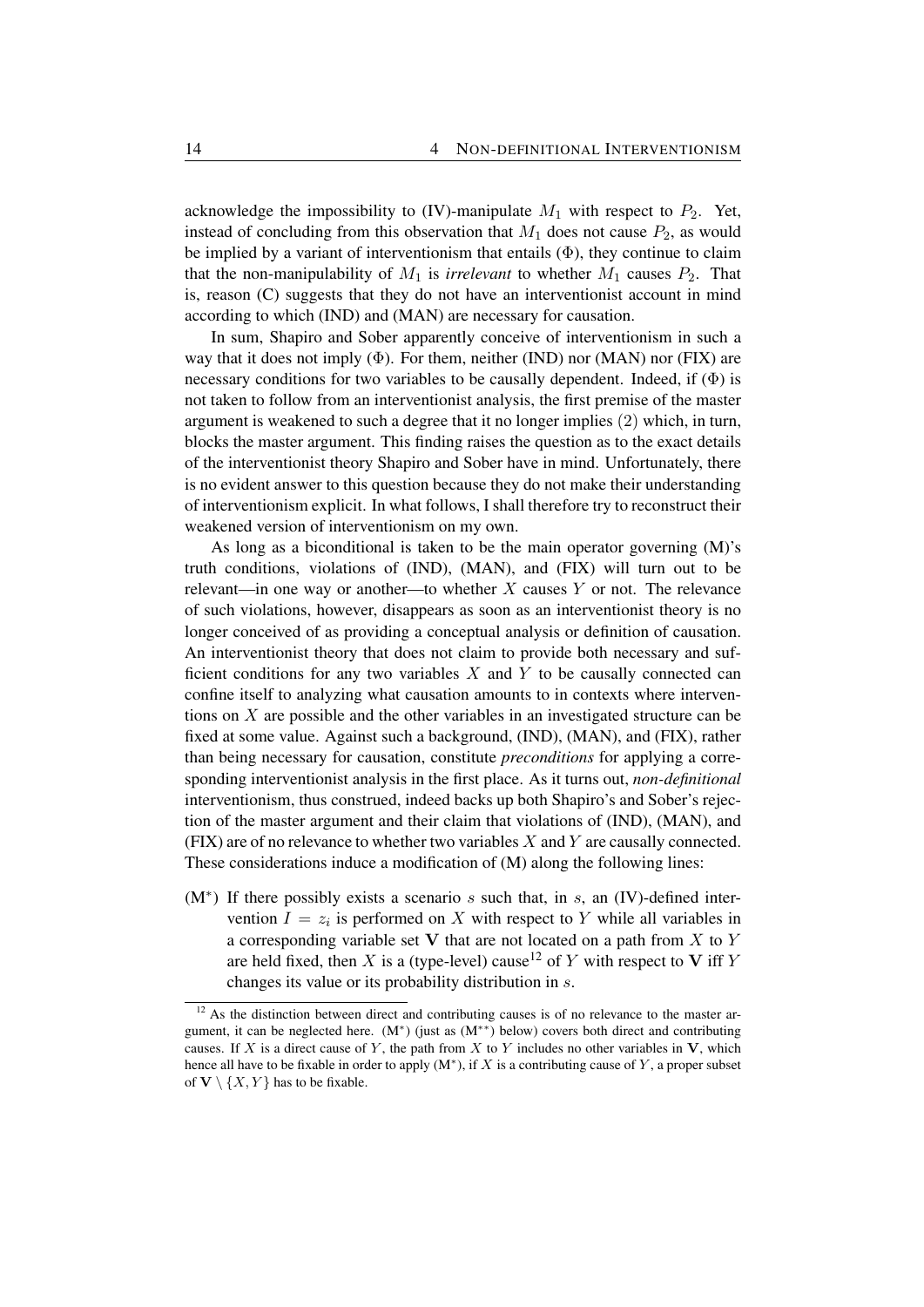acknowledge the impossibility to (IV)-manipulate $M_1$ with respect to $P_2$. Yet, instead of concluding from this observation that $M_1$ does not cause $P_2$, as would be implied by a variant of interventionism that entails ($\Phi$), they continue to claim that the non-manipulability of $M_1$ is *irrelevant* to whether $M_1$ causes $P_2$. That is, reason (C) suggests that they do not have an interventionist account in mind according to which (IND) and (MAN) are necessary for causation.

In sum, Shapiro and Sober apparently conceive of interventionism in such a way that it does not imply ($\Phi$). For them, neither (IND) nor (MAN) nor (FIX) are necessary conditions for two variables to be causally dependent. Indeed, if ($\Phi$) is not taken to follow from an interventionist analysis, the first premise of the master argument is weakened to such a degree that it no longer implies (2) which, in turn, blocks the master argument. This finding raises the question as to the exact details of the interventionist theory Shapiro and Sober have in mind. Unfortunately, there is no evident answer to this question because they do not make their understanding of interventionism explicit. In what follows, I shall therefore try to reconstruct their weakened version of interventionism on my own.

As long as a biconditional is taken to be the main operator governing (M)'s truth conditions, violations of (IND), (MAN), and (FIX) will turn out to be relevant—in one way or another—to whether $X$ causes $Y$ or not. The relevance of such violations, however, disappears as soon as an interventionist theory is no longer conceived of as providing a conceptual analysis or definition of causation. An interventionist theory that does not claim to provide both necessary and sufficient conditions for any two variables $X$ and $Y$ to be causally connected can confine itself to analyzing what causation amounts to in contexts where interventions on $X$ are possible and the other variables in an investigated structure can be fixed at some value. Against such a background, (IND), (MAN), and (FIX), rather than being necessary for causation, constitute *preconditions* for applying a corresponding interventionist analysis in the first place. As it turns out, *non-definitional* interventionism, thus construed, indeed backs up both Shapiro's and Sober's rejection of the master argument and their claim that violations of (IND), (MAN), and (FIX) are of no relevance to whether two variables $X$ and $Y$ are causally connected. These considerations induce a modification of (M) along the following lines:

(M$^*$) If there possibly exists a scenario $s$ such that, in $s$, an (IV)-defined intervention $I = z_i$ is performed on $X$ with respect to $Y$ while all variables in a corresponding variable set $\mathbf{V}$ that are not located on a path from $X$ to $Y$ are held fixed, then $X$ is a (type-level) cause[12] of $Y$ with respect to $\mathbf{V}$ iff $Y$ changes its value or its probability distribution in $s$.

[12] As the distinction between direct and contributing causes is of no relevance to the master argument, it can be neglected here. (M$^*$) (just as (M$^{**}$) below) covers both direct and contributing causes. If $X$ is a direct cause of $Y$, the path from $X$ to $Y$ includes no other variables in $\mathbf{V}$, which hence all have to be fixable in order to apply (M$^*$), if $X$ is a contributing cause of $Y$, a proper subset of $\mathbf{V} \setminus \{X, Y\}$ has to be fixable.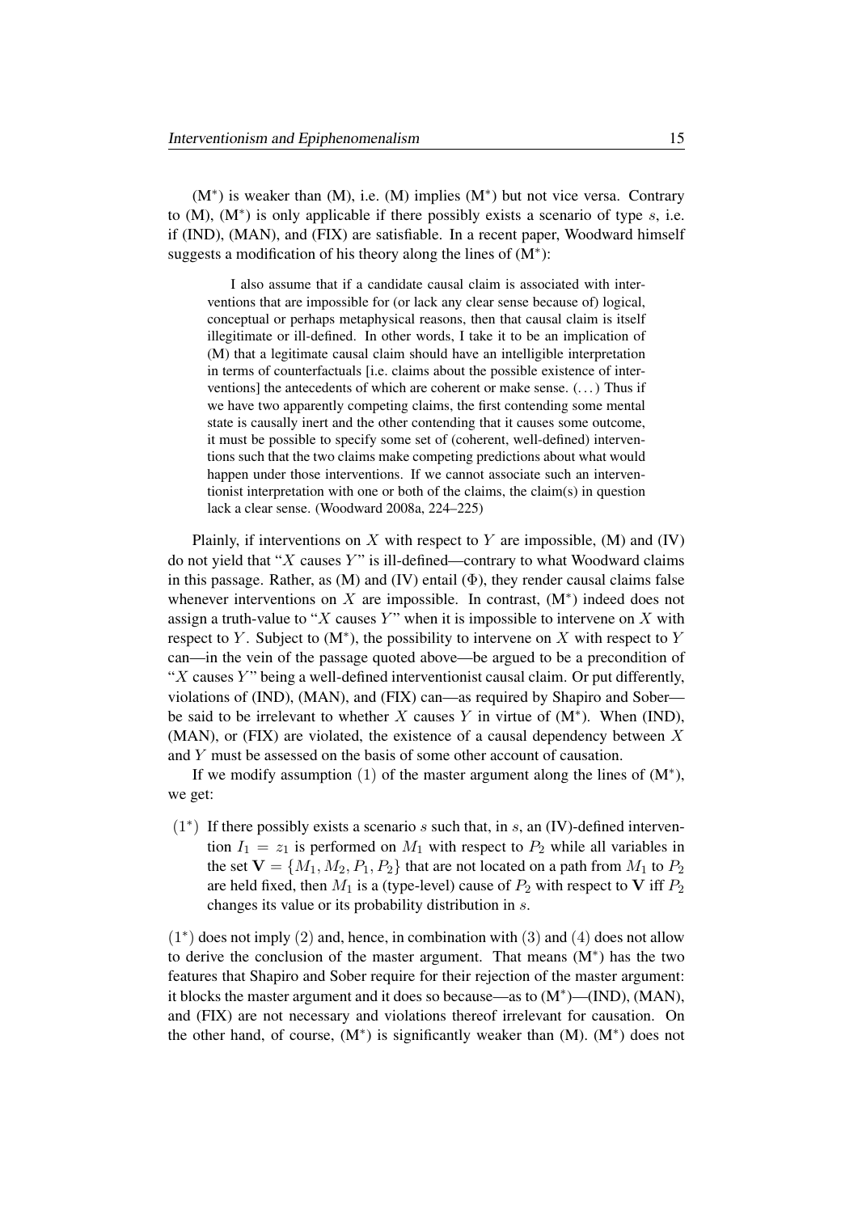(M*) is weaker than (M), i.e. (M) implies (M*) but not vice versa. Contrary to (M), (M*) is only applicable if there possibly exists a scenario of type $s$, i.e. if (IND), (MAN), and (FIX) are satisfiable. In a recent paper, Woodward himself suggests a modification of his theory along the lines of (M*):

> I also assume that if a candidate causal claim is associated with interventions that are impossible for (or lack any clear sense because of) logical, conceptual or perhaps metaphysical reasons, then that causal claim is itself illegitimate or ill-defined. In other words, I take it to be an implication of (M) that a legitimate causal claim should have an intelligible interpretation in terms of counterfactuals [i.e. claims about the possible existence of interventions] the antecedents of which are coherent or make sense. (…) Thus if we have two apparently competing claims, the first contending some mental state is causally inert and the other contending that it causes some outcome, it must be possible to specify some set of (coherent, well-defined) interventions such that the two claims make competing predictions about what would happen under those interventions. If we cannot associate such an interventionist interpretation with one or both of the claims, the claim(s) in question lack a clear sense. (Woodward 2008a, 224–225)

Plainly, if interventions on $X$ with respect to $Y$ are impossible, (M) and (IV) do not yield that "$X$ causes $Y$" is ill-defined—contrary to what Woodward claims in this passage. Rather, as (M) and (IV) entail ($\Phi$), they render causal claims false whenever interventions on $X$ are impossible. In contrast, (M*) indeed does not assign a truth-value to "$X$ causes $Y$" when it is impossible to intervene on $X$ with respect to $Y$. Subject to (M*), the possibility to intervene on $X$ with respect to $Y$ can—in the vein of the passage quoted above—be argued to be a precondition of "$X$ causes $Y$" being a well-defined interventionist causal claim. Or put differently, violations of (IND), (MAN), and (FIX) can—as required by Shapiro and Sober—be said to be irrelevant to whether $X$ causes $Y$ in virtue of (M*). When (IND), (MAN), or (FIX) are violated, the existence of a causal dependency between $X$ and $Y$ must be assessed on the basis of some other account of causation.

If we modify assumption (1) of the master argument along the lines of (M*), we get:

(1*) If there possibly exists a scenario $s$ such that, in $s$, an (IV)-defined intervention $I_1 = z_1$ is performed on $M_1$ with respect to $P_2$ while all variables in the set $\mathbf{V} = \{M_1, M_2, P_1, P_2\}$ that are not located on a path from $M_1$ to $P_2$ are held fixed, then $M_1$ is a (type-level) cause of $P_2$ with respect to $\mathbf{V}$ iff $P_2$ changes its value or its probability distribution in $s$.

(1*) does not imply (2) and, hence, in combination with (3) and (4) does not allow to derive the conclusion of the master argument. That means (M*) has the two features that Shapiro and Sober require for their rejection of the master argument: it blocks the master argument and it does so because—as to (M*)—(IND), (MAN), and (FIX) are not necessary and violations thereof irrelevant for causation. On the other hand, of course, (M*) is significantly weaker than (M). (M*) does not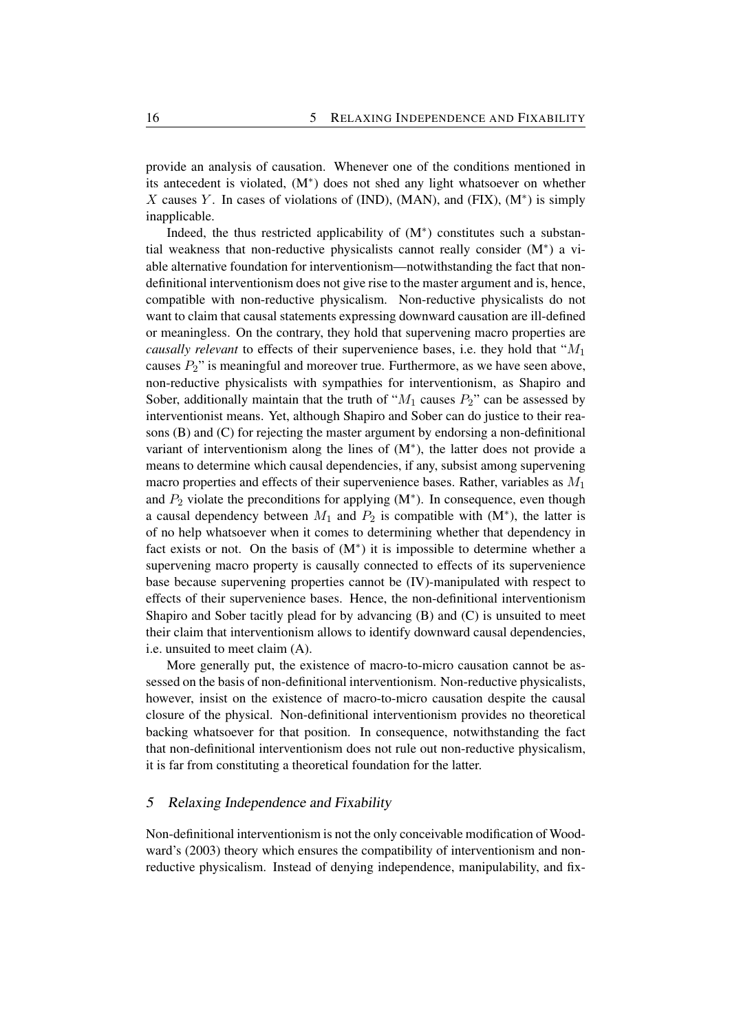provide an analysis of causation. Whenever one of the conditions mentioned in its antecedent is violated, (M*) does not shed any light whatsoever on whether $X$ causes $Y$. In cases of violations of (IND), (MAN), and (FIX), (M*) is simply inapplicable.

Indeed, the thus restricted applicability of (M*) constitutes such a substantial weakness that non-reductive physicalists cannot really consider (M*) a viable alternative foundation for interventionism—notwithstanding the fact that non-definitional interventionism does not give rise to the master argument and is, hence, compatible with non-reductive physicalism. Non-reductive physicalists do not want to claim that causal statements expressing downward causation are ill-defined or meaningless. On the contrary, they hold that supervening macro properties are *causally relevant* to effects of their supervenience bases, i.e. they hold that "$M_1$ causes $P_2$" is meaningful and moreover true. Furthermore, as we have seen above, non-reductive physicalists with sympathies for interventionism, as Shapiro and Sober, additionally maintain that the truth of "$M_1$ causes $P_2$" can be assessed by interventionist means. Yet, although Shapiro and Sober can do justice to their reasons (B) and (C) for rejecting the master argument by endorsing a non-definitional variant of interventionism along the lines of (M*), the latter does not provide a means to determine which causal dependencies, if any, subsist among supervening macro properties and effects of their supervenience bases. Rather, variables as $M_1$ and $P_2$ violate the preconditions for applying (M*). In consequence, even though a causal dependency between $M_1$ and $P_2$ is compatible with (M*), the latter is of no help whatsoever when it comes to determining whether that dependency in fact exists or not. On the basis of (M*) it is impossible to determine whether a supervening macro property is causally connected to effects of its supervenience base because supervening properties cannot be (IV)-manipulated with respect to effects of their supervenience bases. Hence, the non-definitional interventionism Shapiro and Sober tacitly plead for by advancing (B) and (C) is unsuited to meet their claim that interventionism allows to identify downward causal dependencies, i.e. unsuited to meet claim (A).

More generally put, the existence of macro-to-micro causation cannot be assessed on the basis of non-definitional interventionism. Non-reductive physicalists, however, insist on the existence of macro-to-micro causation despite the causal closure of the physical. Non-definitional interventionism provides no theoretical backing whatsoever for that position. In consequence, notwithstanding the fact that non-definitional interventionism does not rule out non-reductive physicalism, it is far from constituting a theoretical foundation for the latter.

## 5 Relaxing Independence and Fixability

Non-definitional interventionism is not the only conceivable modification of Woodward's (2003) theory which ensures the compatibility of interventionism and non-reductive physicalism. Instead of denying independence, manipulability, and fix-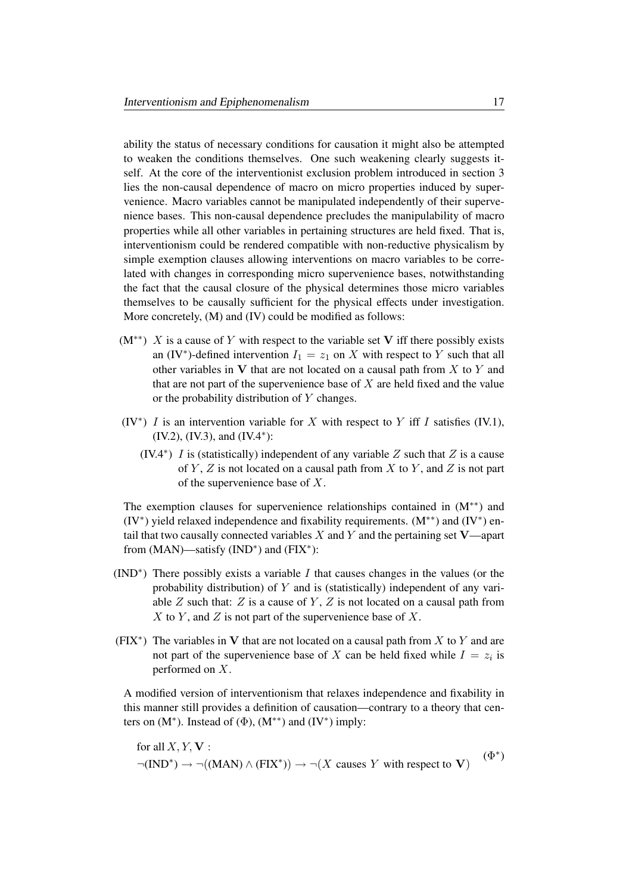ability the status of necessary conditions for causation it might also be attempted to weaken the conditions themselves. One such weakening clearly suggests itself. At the core of the interventionist exclusion problem introduced in section 3 lies the non-causal dependence of macro on micro properties induced by supervenience. Macro variables cannot be manipulated independently of their supervenience bases. This non-causal dependence precludes the manipulability of macro properties while all other variables in pertaining structures are held fixed. That is, interventionism could be rendered compatible with non-reductive physicalism by simple exemption clauses allowing interventions on macro variables to be correlated with changes in corresponding micro supervenience bases, notwithstanding the fact that the causal closure of the physical determines those micro variables themselves to be causally sufficient for the physical effects under investigation. More concretely, (M) and (IV) could be modified as follows:

- ($M^{**}$) $X$ is a cause of $Y$ with respect to the variable set $\mathbf{V}$ iff there possibly exists an ($IV^*$)-defined intervention $I_1 = z_1$ on $X$ with respect to $Y$ such that all other variables in $\mathbf{V}$ that are not located on a causal path from $X$ to $Y$ and that are not part of the supervenience base of $X$ are held fixed and the value or the probability distribution of $Y$ changes.

- ($IV^*$) $I$ is an intervention variable for $X$ with respect to $Y$ iff $I$ satisfies (IV.1), (IV.2), (IV.3), and ($IV.4^*$):
  - ($IV.4^*$) $I$ is (statistically) independent of any variable $Z$ such that $Z$ is a cause of $Y$, $Z$ is not located on a causal path from $X$ to $Y$, and $Z$ is not part of the supervenience base of $X$.

The exemption clauses for supervenience relationships contained in ($M^{**}$) and ($IV^*$) yield relaxed independence and fixability requirements. ($M^{**}$) and ($IV^*$) entail that two causally connected variables $X$ and $Y$ and the pertaining set $\mathbf{V}$—apart from (MAN)—satisfy ($IND^*$) and ($FIX^*$):

- ($IND^*$) There possibly exists a variable $I$ that causes changes in the values (or the probability distribution) of $Y$ and is (statistically) independent of any variable $Z$ such that: $Z$ is a cause of $Y$, $Z$ is not located on a causal path from $X$ to $Y$, and $Z$ is not part of the supervenience base of $X$.

- ($FIX^*$) The variables in $\mathbf{V}$ that are not located on a causal path from $X$ to $Y$ and are not part of the supervenience base of $X$ can be held fixed while $I = z_i$ is performed on $X$.

A modified version of interventionism that relaxes independence and fixability in this manner still provides a definition of causation—contrary to a theory that centers on ($M^*$). Instead of ($\Phi$), ($M^{**}$) and ($IV^*$) imply:

$$\text{for all } X, Y, \mathbf{V}: \\ \neg(\text{IND}^*) \rightarrow \neg\big((\text{MAN}) \wedge (\text{FIX}^*)\big) \rightarrow \neg(X \text{ causes } Y \text{ with respect to } \mathbf{V}) \qquad (\Phi^*)$$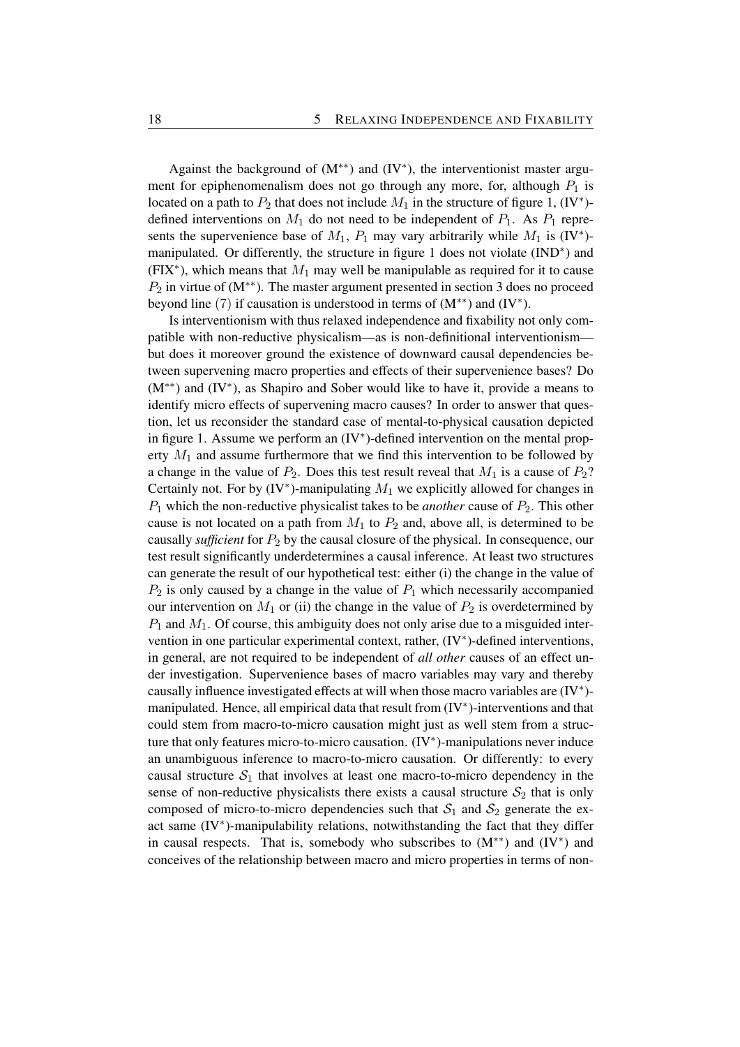Against the background of ($M^{**}$) and ($IV^{*}$), the interventionist master argument for epiphenomenalism does not go through any more, for, although $P_1$ is located on a path to $P_2$ that does not include $M_1$ in the structure of figure 1, ($IV^{*}$)-defined interventions on $M_1$ do not need to be independent of $P_1$. As $P_1$ represents the supervenience base of $M_1$, $P_1$ may vary arbitrarily while $M_1$ is ($IV^{*}$)-manipulated. Or differently, the structure in figure 1 does not violate ($IND^{*}$) and ($FIX^{*}$), which means that $M_1$ may well be manipulable as required for it to cause $P_2$ in virtue of ($M^{**}$). The master argument presented in section 3 does no proceed beyond line (7) if causation is understood in terms of ($M^{**}$) and ($IV^{*}$).

Is interventionism with thus relaxed independence and fixability not only compatible with non-reductive physicalism—as is non-definitional interventionism—but does it moreover ground the existence of downward causal dependencies between supervening macro properties and effects of their supervenience bases? Do ($M^{**}$) and ($IV^{*}$), as Shapiro and Sober would like to have it, provide a means to identify micro effects of supervening macro causes? In order to answer that question, let us reconsider the standard case of mental-to-physical causation depicted in figure 1. Assume we perform an ($IV^{*}$)-defined intervention on the mental property $M_1$ and assume furthermore that we find this intervention to be followed by a change in the value of $P_2$. Does this test result reveal that $M_1$ is a cause of $P_2$? Certainly not. For by ($IV^{*}$)-manipulating $M_1$ we explicitly allowed for changes in $P_1$ which the non-reductive physicalist takes to be *another* cause of $P_2$. This other cause is not located on a path from $M_1$ to $P_2$ and, above all, is determined to be causally *sufficient* for $P_2$ by the causal closure of the physical. In consequence, our test result significantly underdetermines a causal inference. At least two structures can generate the result of our hypothetical test: either (i) the change in the value of $P_2$ is only caused by a change in the value of $P_1$ which necessarily accompanied our intervention on $M_1$ or (ii) the change in the value of $P_2$ is overdetermined by $P_1$ and $M_1$. Of course, this ambiguity does not only arise due to a misguided intervention in one particular experimental context, rather, ($IV^{*}$)-defined interventions, in general, are not required to be independent of *all other* causes of an effect under investigation. Supervenience bases of macro variables may vary and thereby causally influence investigated effects at will when those macro variables are ($IV^{*}$)-manipulated. Hence, all empirical data that result from ($IV^{*}$)-interventions and that could stem from macro-to-micro causation might just as well stem from a structure that only features micro-to-micro causation. ($IV^{*}$)-manipulations never induce an unambiguous inference to macro-to-micro causation. Or differently: to every causal structure $\mathcal{S}_1$ that involves at least one macro-to-micro dependency in the sense of non-reductive physicalists there exists a causal structure $\mathcal{S}_2$ that is only composed of micro-to-micro dependencies such that $\mathcal{S}_1$ and $\mathcal{S}_2$ generate the exact same ($IV^{*}$)-manipulability relations, notwithstanding the fact that they differ in causal respects. That is, somebody who subscribes to ($M^{**}$) and ($IV^{*}$) and conceives of the relationship between macro and micro properties in terms of non-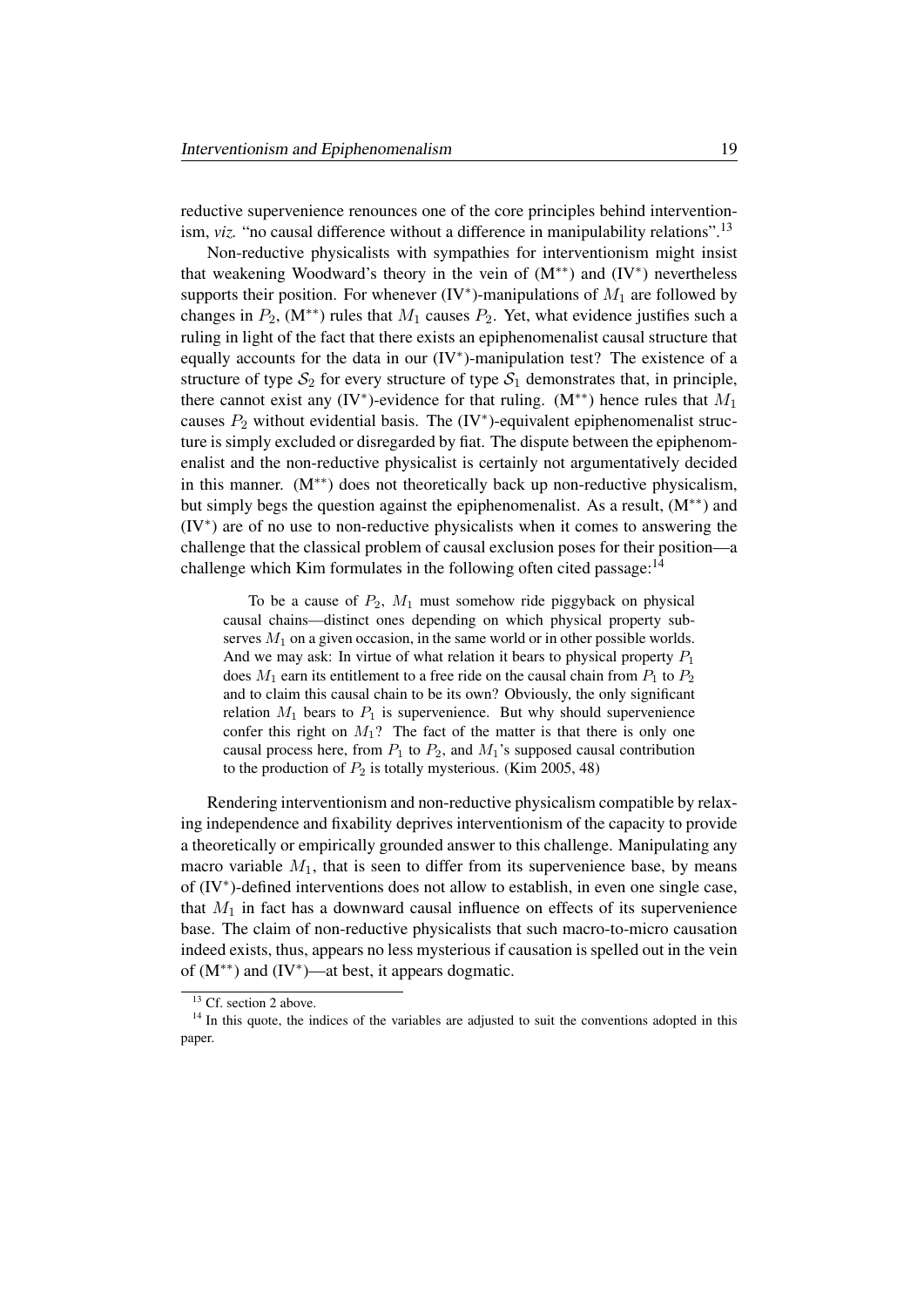reductive supervenience renounces one of the core principles behind interventionism, *viz.* "no causal difference without a difference in manipulability relations".[13]

Non-reductive physicalists with sympathies for interventionism might insist that weakening Woodward's theory in the vein of (M$^{**}$) and (IV$^{*}$) nevertheless supports their position. For whenever (IV$^{*}$)-manipulations of $M_1$ are followed by changes in $P_2$, (M$^{**}$) rules that $M_1$ causes $P_2$. Yet, what evidence justifies such a ruling in light of the fact that there exists an epiphenomenalist causal structure that equally accounts for the data in our (IV$^{*}$)-manipulation test? The existence of a structure of type $\mathcal{S}_2$ for every structure of type $\mathcal{S}_1$ demonstrates that, in principle, there cannot exist any (IV$^{*}$)-evidence for that ruling. (M$^{**}$) hence rules that $M_1$ causes $P_2$ without evidential basis. The (IV$^{*}$)-equivalent epiphenomenalist structure is simply excluded or disregarded by fiat. The dispute between the epiphenomenalist and the non-reductive physicalist is certainly not argumentatively decided in this manner. (M$^{**}$) does not theoretically back up non-reductive physicalism, but simply begs the question against the epiphenomenalist. As a result, (M$^{**}$) and (IV$^{*}$) are of no use to non-reductive physicalists when it comes to answering the challenge that the classical problem of causal exclusion poses for their position—a challenge which Kim formulates in the following often cited passage:[14]

> To be a cause of $P_2$, $M_1$ must somehow ride piggyback on physical causal chains—distinct ones depending on which physical property subserves $M_1$ on a given occasion, in the same world or in other possible worlds. And we may ask: In virtue of what relation it bears to physical property $P_1$ does $M_1$ earn its entitlement to a free ride on the causal chain from $P_1$ to $P_2$ and to claim this causal chain to be its own? Obviously, the only significant relation $M_1$ bears to $P_1$ is supervenience. But why should supervenience confer this right on $M_1$? The fact of the matter is that there is only one causal process here, from $P_1$ to $P_2$, and $M_1$'s supposed causal contribution to the production of $P_2$ is totally mysterious. (Kim 2005, 48)

Rendering interventionism and non-reductive physicalism compatible by relaxing independence and fixability deprives interventionism of the capacity to provide a theoretically or empirically grounded answer to this challenge. Manipulating any macro variable $M_1$, that is seen to differ from its supervenience base, by means of (IV$^{*}$)-defined interventions does not allow to establish, in even one single case, that $M_1$ in fact has a downward causal influence on effects of its supervenience base. The claim of non-reductive physicalists that such macro-to-micro causation indeed exists, thus, appears no less mysterious if causation is spelled out in the vein of (M$^{**}$) and (IV$^{*}$)—at best, it appears dogmatic.

[13] Cf. section 2 above.

[14] In this quote, the indices of the variables are adjusted to suit the conventions adopted in this paper.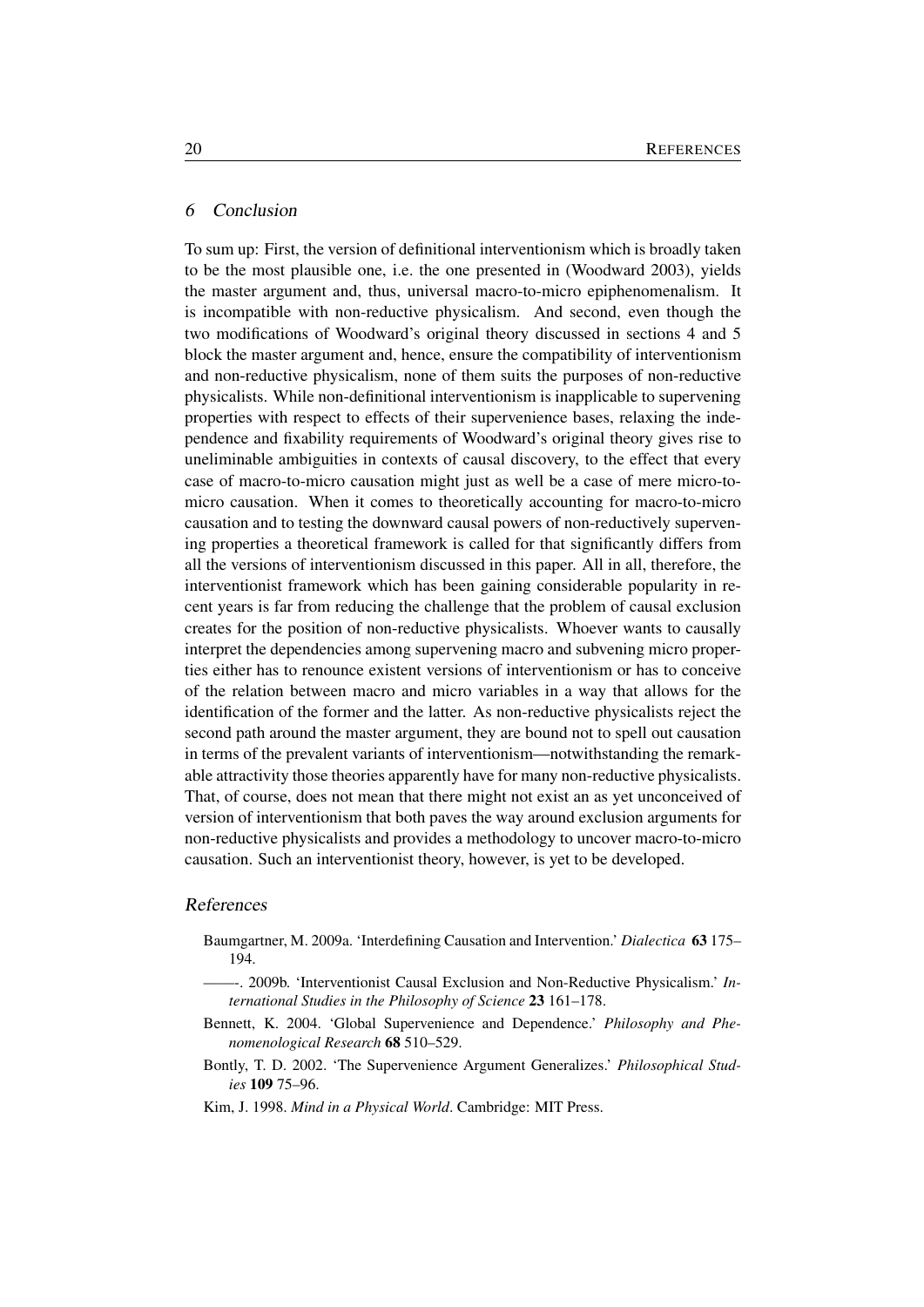## 6 Conclusion

To sum up: First, the version of definitional interventionism which is broadly taken to be the most plausible one, i.e. the one presented in (Woodward 2003), yields the master argument and, thus, universal macro-to-micro epiphenomenalism. It is incompatible with non-reductive physicalism. And second, even though the two modifications of Woodward's original theory discussed in sections 4 and 5 block the master argument and, hence, ensure the compatibility of interventionism and non-reductive physicalism, none of them suits the purposes of non-reductive physicalists. While non-definitional interventionism is inapplicable to supervening properties with respect to effects of their supervenience bases, relaxing the independence and fixability requirements of Woodward's original theory gives rise to uneliminable ambiguities in contexts of causal discovery, to the effect that every case of macro-to-micro causation might just as well be a case of mere micro-to-micro causation. When it comes to theoretically accounting for macro-to-micro causation and to testing the downward causal powers of non-reductively supervening properties a theoretical framework is called for that significantly differs from all the versions of interventionism discussed in this paper. All in all, therefore, the interventionist framework which has been gaining considerable popularity in recent years is far from reducing the challenge that the problem of causal exclusion creates for the position of non-reductive physicalists. Whoever wants to causally interpret the dependencies among supervening macro and subvening micro properties either has to renounce existent versions of interventionism or has to conceive of the relation between macro and micro variables in a way that allows for the identification of the former and the latter. As non-reductive physicalists reject the second path around the master argument, they are bound not to spell out causation in terms of the prevalent variants of interventionism—notwithstanding the remarkable attractivity those theories apparently have for many non-reductive physicalists. That, of course, does not mean that there might not exist an as yet unconceived of version of interventionism that both paves the way around exclusion arguments for non-reductive physicalists and provides a methodology to uncover macro-to-micro causation. Such an interventionist theory, however, is yet to be developed.

## References

Baumgartner, M. 2009a. 'Interdefining Causation and Intervention.' *Dialectica* **63** 175–194.

——–. 2009b. 'Interventionist Causal Exclusion and Non-Reductive Physicalism.' *International Studies in the Philosophy of Science* **23** 161–178.

Bennett, K. 2004. 'Global Supervenience and Dependence.' *Philosophy and Phenomenological Research* **68** 510–529.

Bontly, T. D. 2002. 'The Supervenience Argument Generalizes.' *Philosophical Studies* **109** 75–96.

Kim, J. 1998. *Mind in a Physical World*. Cambridge: MIT Press.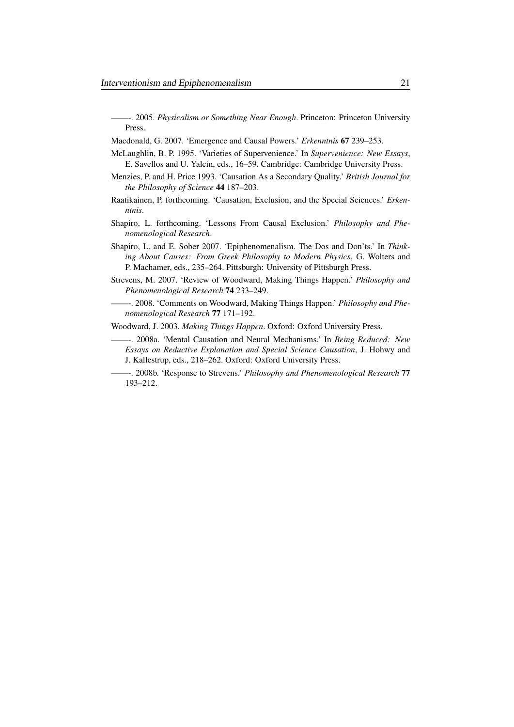——-. 2005. *Physicalism or Something Near Enough*. Princeton: Princeton University Press.

Macdonald, G. 2007. 'Emergence and Causal Powers.' *Erkenntnis* **67** 239–253.

McLaughlin, B. P. 1995. 'Varieties of Supervenience.' In *Supervenience: New Essays*, E. Savellos and U. Yalcin, eds., 16–59. Cambridge: Cambridge University Press.

Menzies, P. and H. Price 1993. 'Causation As a Secondary Quality.' *British Journal for the Philosophy of Science* **44** 187–203.

Raatikainen, P. forthcoming. 'Causation, Exclusion, and the Special Sciences.' *Erkenntnis*.

Shapiro, L. forthcoming. 'Lessons From Causal Exclusion.' *Philosophy and Phenomenological Research*.

Shapiro, L. and E. Sober 2007. 'Epiphenomenalism. The Dos and Don'ts.' In *Thinking About Causes: From Greek Philosophy to Modern Physics*, G. Wolters and P. Machamer, eds., 235–264. Pittsburgh: University of Pittsburgh Press.

Strevens, M. 2007. 'Review of Woodward, Making Things Happen.' *Philosophy and Phenomenological Research* **74** 233–249.

——-. 2008. 'Comments on Woodward, Making Things Happen.' *Philosophy and Phenomenological Research* **77** 171–192.

Woodward, J. 2003. *Making Things Happen*. Oxford: Oxford University Press.

——-. 2008a. 'Mental Causation and Neural Mechanisms.' In *Being Reduced: New Essays on Reductive Explanation and Special Science Causation*, J. Hohwy and J. Kallestrup, eds., 218–262. Oxford: Oxford University Press.

——-. 2008b. 'Response to Strevens.' *Philosophy and Phenomenological Research* **77** 193–212.